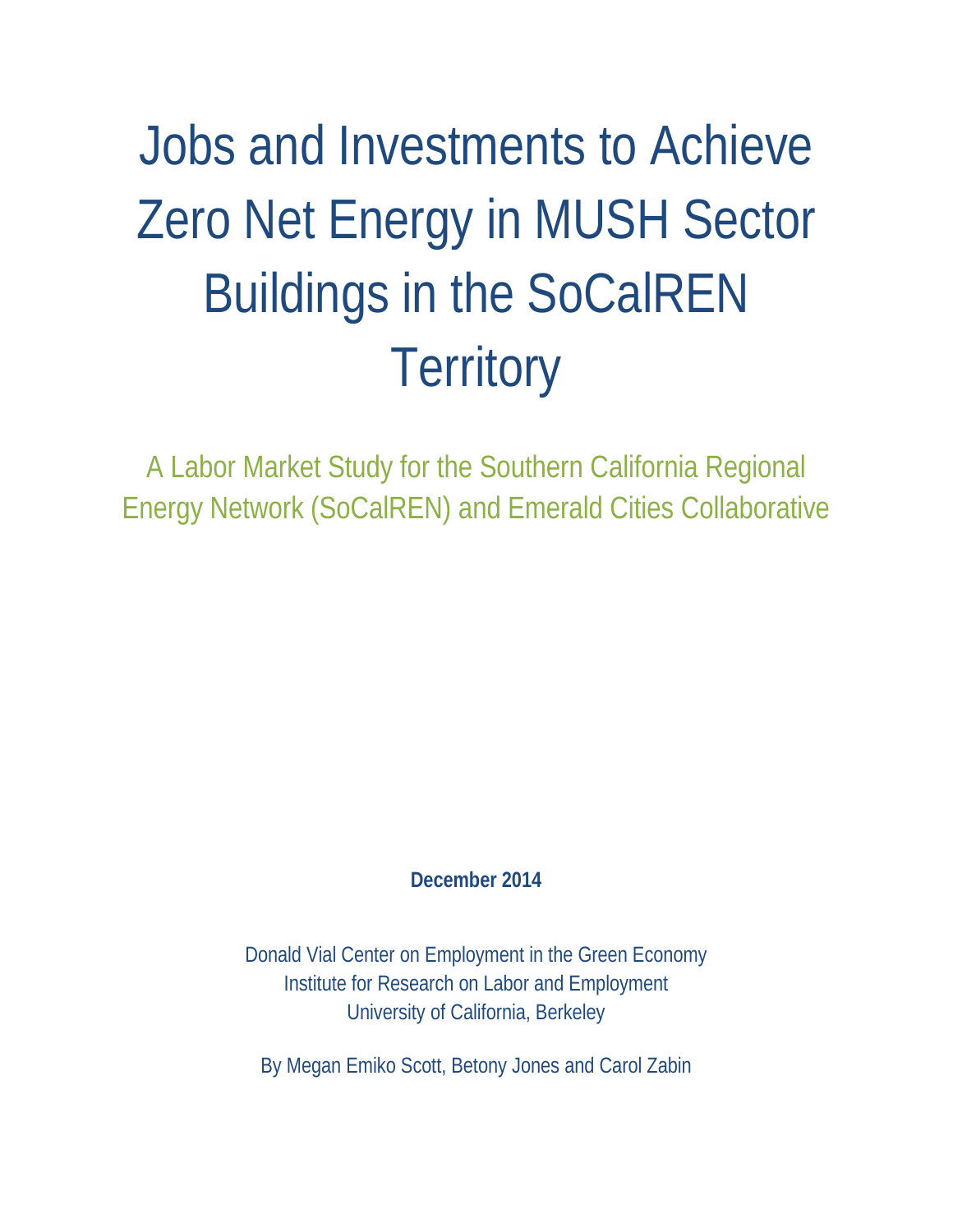# Jobs and Investments to Achieve Zero Net Energy in MUSH Sector Buildings in the SoCalREN Territory

## A Labor Market Study for the Southern California Regional Energy Network (SoCalREN) and Emerald Cities Collaborative

**December 2014**

Donald Vial Center on Employment in the Green Economy
Institute for Research on Labor and Employment
University of California, Berkeley

By Megan Emiko Scott, Betony Jones and Carol Zabin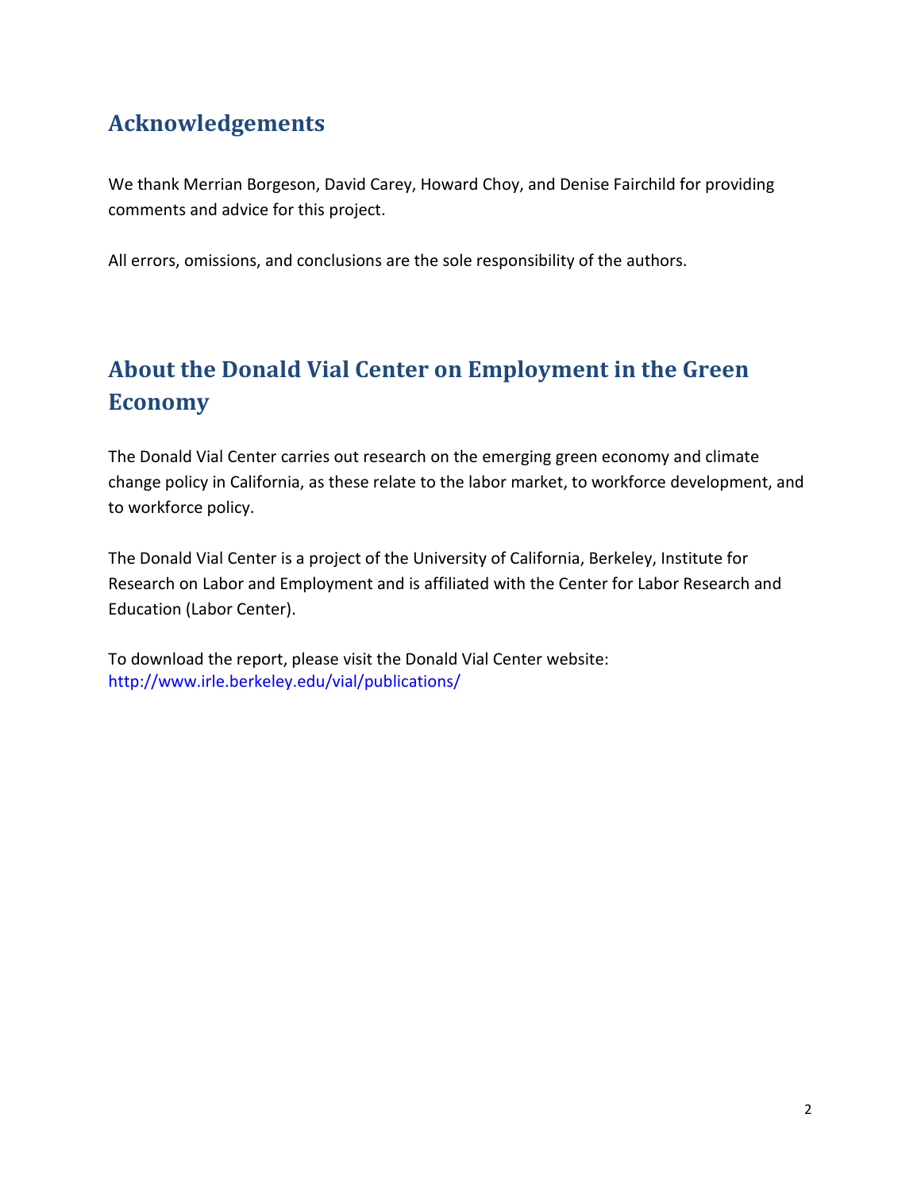## Acknowledgements

We thank Merrian Borgeson, David Carey, Howard Choy, and Denise Fairchild for providing comments and advice for this project.

All errors, omissions, and conclusions are the sole responsibility of the authors.

## About the Donald Vial Center on Employment in the Green Economy

The Donald Vial Center carries out research on the emerging green economy and climate change policy in California, as these relate to the labor market, to workforce development, and to workforce policy.

The Donald Vial Center is a project of the University of California, Berkeley, Institute for Research on Labor and Employment and is affiliated with the Center for Labor Research and Education (Labor Center).

To download the report, please visit the Donald Vial Center website:
http://www.irle.berkeley.edu/vial/publications/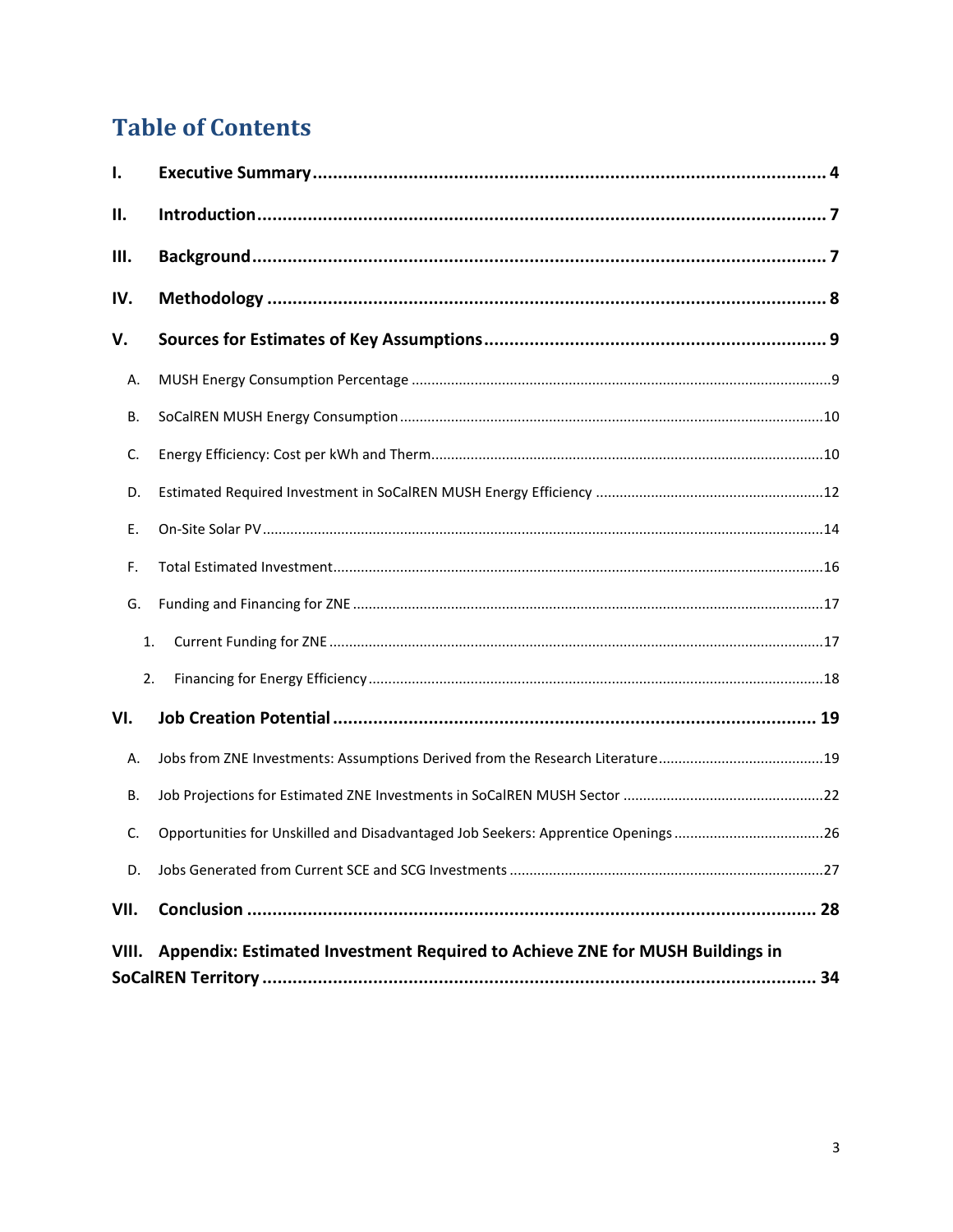# Table of Contents

I. **Executive Summary** .... 4

II. **Introduction** .... 7

III. **Background** .... 7

IV. **Methodology** .... 8

V. **Sources for Estimates of Key Assumptions** .... 9

- A. MUSH Energy Consumption Percentage .... 9
- B. SoCalREN MUSH Energy Consumption .... 10
- C. Energy Efficiency: Cost per kWh and Therm .... 10
- D. Estimated Required Investment in SoCalREN MUSH Energy Efficiency .... 12
- E. On-Site Solar PV .... 14
- F. Total Estimated Investment .... 16
- G. Funding and Financing for ZNE .... 17
  1. Current Funding for ZNE .... 17
  2. Financing for Energy Efficiency .... 18

VI. **Job Creation Potential** .... 19

- A. Jobs from ZNE Investments: Assumptions Derived from the Research Literature .... 19
- B. Job Projections for Estimated ZNE Investments in SoCalREN MUSH Sector .... 22
- C. Opportunities for Unskilled and Disadvantaged Job Seekers: Apprentice Openings .... 26
- D. Jobs Generated from Current SCE and SCG Investments .... 27

VII. **Conclusion** .... 28

VIII. **Appendix: Estimated Investment Required to Achieve ZNE for MUSH Buildings in SoCalREN Territory** .... 34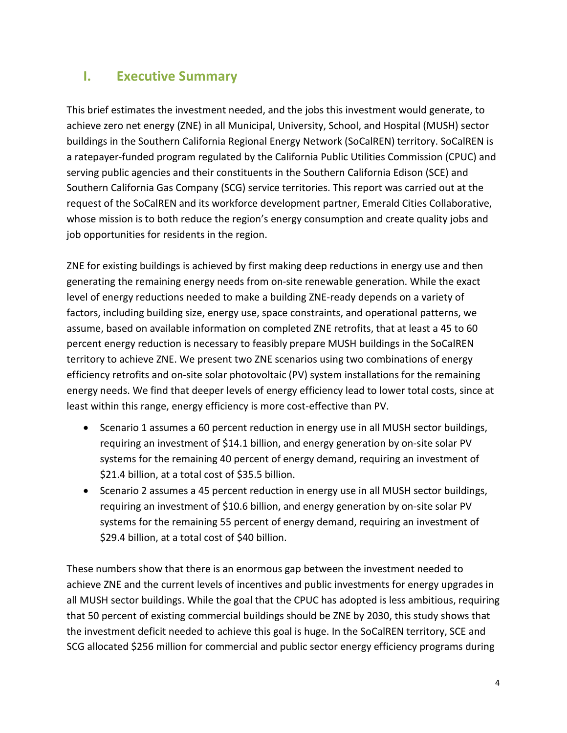## I. Executive Summary

This brief estimates the investment needed, and the jobs this investment would generate, to achieve zero net energy (ZNE) in all Municipal, University, School, and Hospital (MUSH) sector buildings in the Southern California Regional Energy Network (SoCalREN) territory. SoCalREN is a ratepayer-funded program regulated by the California Public Utilities Commission (CPUC) and serving public agencies and their constituents in the Southern California Edison (SCE) and Southern California Gas Company (SCG) service territories. This report was carried out at the request of the SoCalREN and its workforce development partner, Emerald Cities Collaborative, whose mission is to both reduce the region's energy consumption and create quality jobs and job opportunities for residents in the region.

ZNE for existing buildings is achieved by first making deep reductions in energy use and then generating the remaining energy needs from on-site renewable generation. While the exact level of energy reductions needed to make a building ZNE-ready depends on a variety of factors, including building size, energy use, space constraints, and operational patterns, we assume, based on available information on completed ZNE retrofits, that at least a 45 to 60 percent energy reduction is necessary to feasibly prepare MUSH buildings in the SoCalREN territory to achieve ZNE. We present two ZNE scenarios using two combinations of energy efficiency retrofits and on-site solar photovoltaic (PV) system installations for the remaining energy needs. We find that deeper levels of energy efficiency lead to lower total costs, since at least within this range, energy efficiency is more cost-effective than PV.

- Scenario 1 assumes a 60 percent reduction in energy use in all MUSH sector buildings, requiring an investment of $14.1 billion, and energy generation by on-site solar PV systems for the remaining 40 percent of energy demand, requiring an investment of $21.4 billion, at a total cost of $35.5 billion.
- Scenario 2 assumes a 45 percent reduction in energy use in all MUSH sector buildings, requiring an investment of $10.6 billion, and energy generation by on-site solar PV systems for the remaining 55 percent of energy demand, requiring an investment of $29.4 billion, at a total cost of $40 billion.

These numbers show that there is an enormous gap between the investment needed to achieve ZNE and the current levels of incentives and public investments for energy upgrades in all MUSH sector buildings. While the goal that the CPUC has adopted is less ambitious, requiring that 50 percent of existing commercial buildings should be ZNE by 2030, this study shows that the investment deficit needed to achieve this goal is huge. In the SoCalREN territory, SCE and SCG allocated $256 million for commercial and public sector energy efficiency programs during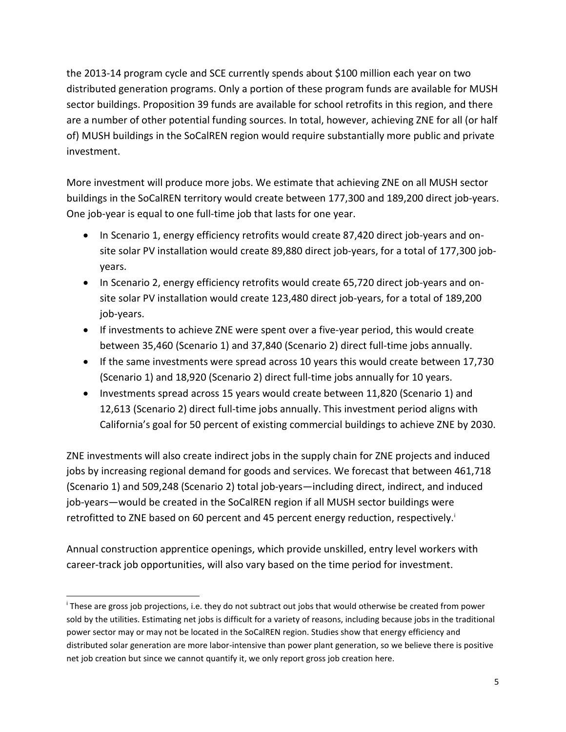the 2013-14 program cycle and SCE currently spends about $100 million each year on two distributed generation programs. Only a portion of these program funds are available for MUSH sector buildings. Proposition 39 funds are available for school retrofits in this region, and there are a number of other potential funding sources. In total, however, achieving ZNE for all (or half of) MUSH buildings in the SoCalREN region would require substantially more public and private investment.

More investment will produce more jobs. We estimate that achieving ZNE on all MUSH sector buildings in the SoCalREN territory would create between 177,300 and 189,200 direct job-years. One job-year is equal to one full-time job that lasts for one year.

- In Scenario 1, energy efficiency retrofits would create 87,420 direct job-years and on-site solar PV installation would create 89,880 direct job-years, for a total of 177,300 job-years.
- In Scenario 2, energy efficiency retrofits would create 65,720 direct job-years and on-site solar PV installation would create 123,480 direct job-years, for a total of 189,200 job-years.
- If investments to achieve ZNE were spent over a five-year period, this would create between 35,460 (Scenario 1) and 37,840 (Scenario 2) direct full-time jobs annually.
- If the same investments were spread across 10 years this would create between 17,730 (Scenario 1) and 18,920 (Scenario 2) direct full-time jobs annually for 10 years.
- Investments spread across 15 years would create between 11,820 (Scenario 1) and 12,613 (Scenario 2) direct full-time jobs annually. This investment period aligns with California's goal for 50 percent of existing commercial buildings to achieve ZNE by 2030.

ZNE investments will also create indirect jobs in the supply chain for ZNE projects and induced jobs by increasing regional demand for goods and services. We forecast that between 461,718 (Scenario 1) and 509,248 (Scenario 2) total job-years—including direct, indirect, and induced job-years—would be created in the SoCalREN region if all MUSH sector buildings were retrofitted to ZNE based on 60 percent and 45 percent energy reduction, respectively.[i]

Annual construction apprentice openings, which provide unskilled, entry level workers with career-track job opportunities, will also vary based on the time period for investment.

[i] These are gross job projections, i.e. they do not subtract out jobs that would otherwise be created from power sold by the utilities. Estimating net jobs is difficult for a variety of reasons, including because jobs in the traditional power sector may or may not be located in the SoCalREN region. Studies show that energy efficiency and distributed solar generation are more labor-intensive than power plant generation, so we believe there is positive net job creation but since we cannot quantify it, we only report gross job creation here.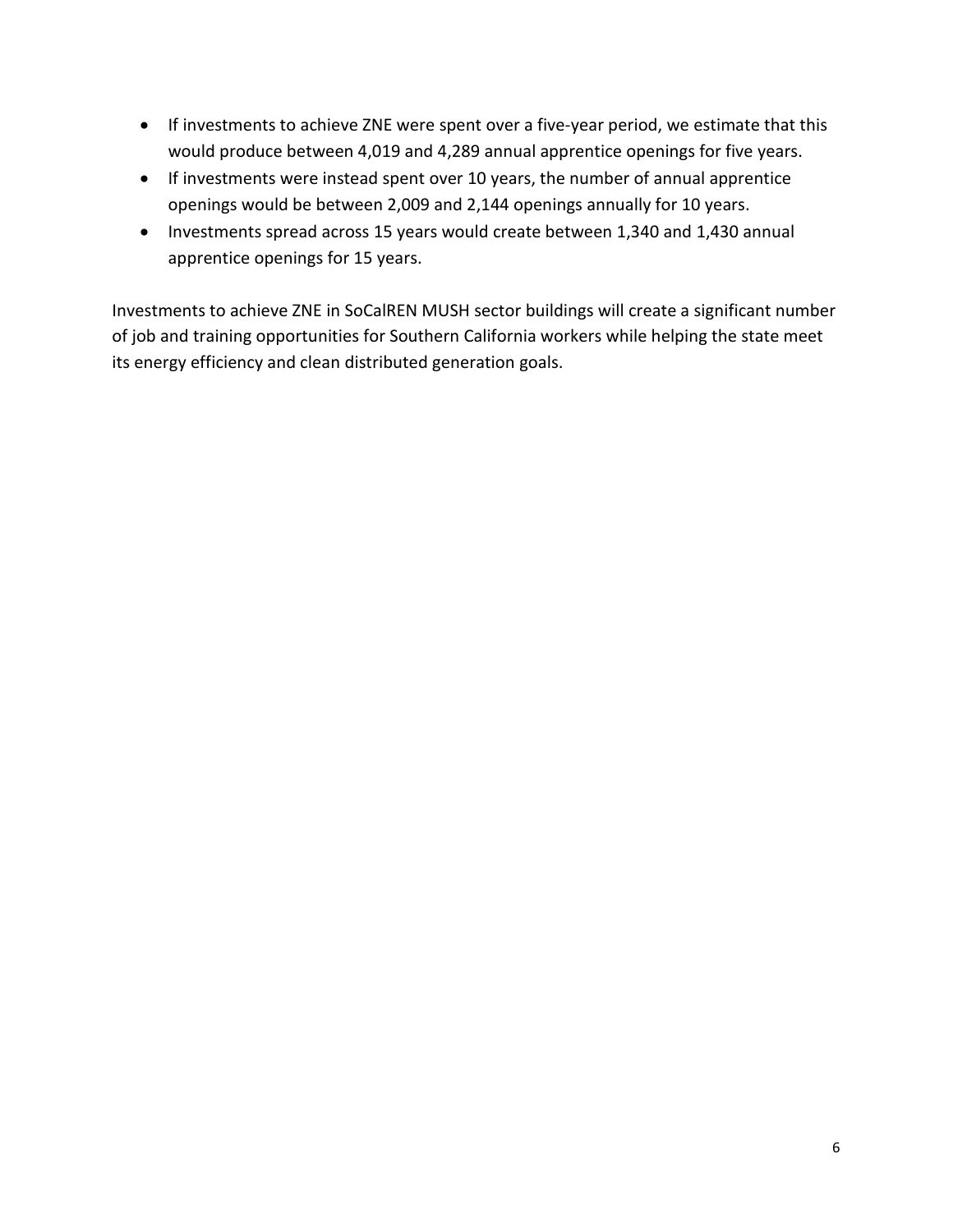- If investments to achieve ZNE were spent over a five-year period, we estimate that this would produce between 4,019 and 4,289 annual apprentice openings for five years.
- If investments were instead spent over 10 years, the number of annual apprentice openings would be between 2,009 and 2,144 openings annually for 10 years.
- Investments spread across 15 years would create between 1,340 and 1,430 annual apprentice openings for 15 years.

Investments to achieve ZNE in SoCalREN MUSH sector buildings will create a significant number of job and training opportunities for Southern California workers while helping the state meet its energy efficiency and clean distributed generation goals.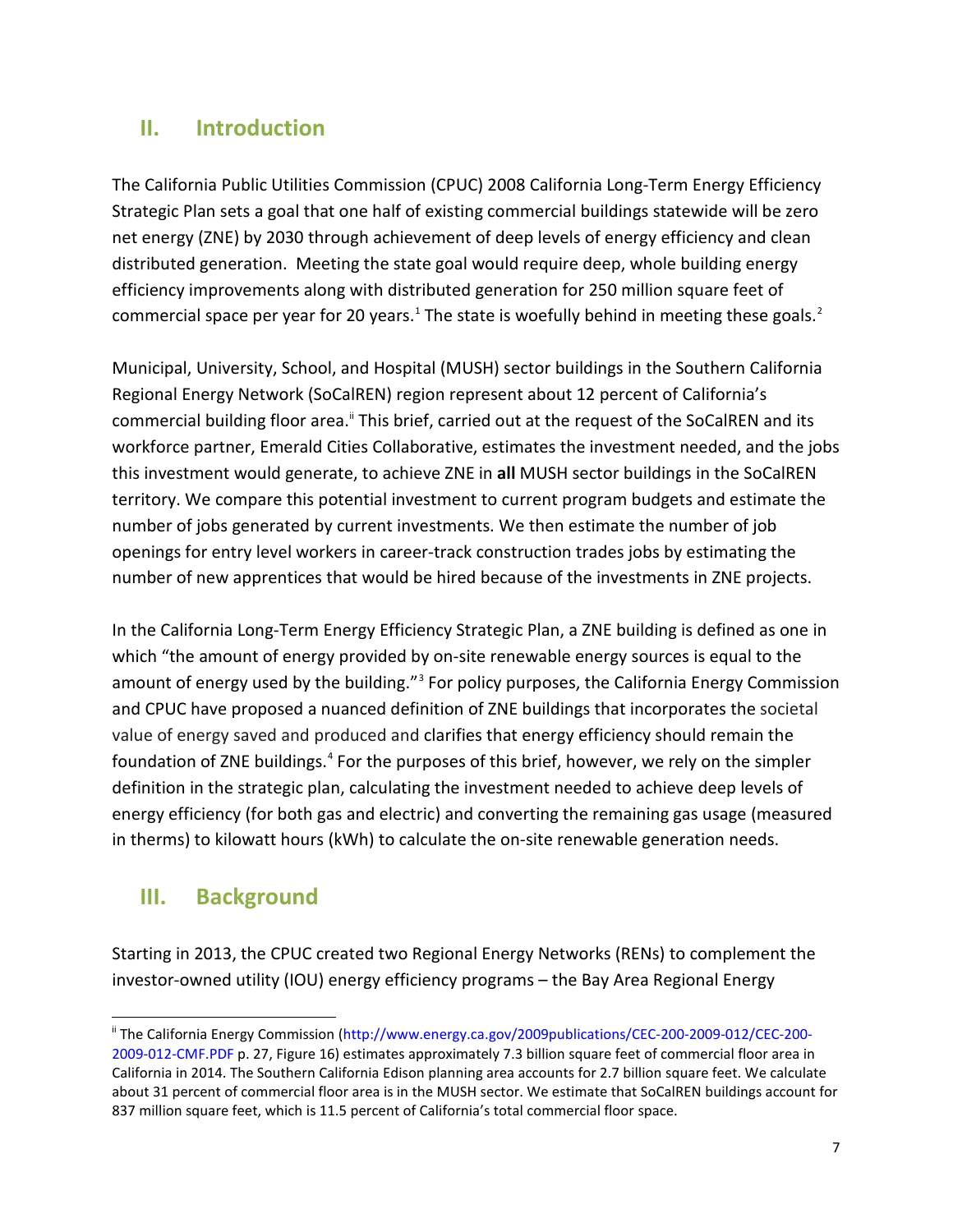## II. Introduction

The California Public Utilities Commission (CPUC) 2008 California Long-Term Energy Efficiency Strategic Plan sets a goal that one half of existing commercial buildings statewide will be zero net energy (ZNE) by 2030 through achievement of deep levels of energy efficiency and clean distributed generation. Meeting the state goal would require deep, whole building energy efficiency improvements along with distributed generation for 250 million square feet of commercial space per year for 20 years.[1] The state is woefully behind in meeting these goals.[2]

Municipal, University, School, and Hospital (MUSH) sector buildings in the Southern California Regional Energy Network (SoCalREN) region represent about 12 percent of California's commercial building floor area.[ii] This brief, carried out at the request of the SoCalREN and its workforce partner, Emerald Cities Collaborative, estimates the investment needed, and the jobs this investment would generate, to achieve ZNE in **all** MUSH sector buildings in the SoCalREN territory. We compare this potential investment to current program budgets and estimate the number of jobs generated by current investments. We then estimate the number of job openings for entry level workers in career-track construction trades jobs by estimating the number of new apprentices that would be hired because of the investments in ZNE projects.

In the California Long-Term Energy Efficiency Strategic Plan, a ZNE building is defined as one in which "the amount of energy provided by on-site renewable energy sources is equal to the amount of energy used by the building."[3] For policy purposes, the California Energy Commission and CPUC have proposed a nuanced definition of ZNE buildings that incorporates the societal value of energy saved and produced and clarifies that energy efficiency should remain the foundation of ZNE buildings.[4] For the purposes of this brief, however, we rely on the simpler definition in the strategic plan, calculating the investment needed to achieve deep levels of energy efficiency (for both gas and electric) and converting the remaining gas usage (measured in therms) to kilowatt hours (kWh) to calculate the on-site renewable generation needs.

## III. Background

Starting in 2013, the CPUC created two Regional Energy Networks (RENs) to complement the investor-owned utility (IOU) energy efficiency programs – the Bay Area Regional Energy

---

[ii] The California Energy Commission (http://www.energy.ca.gov/2009publications/CEC-200-2009-012/CEC-200-2009-012-CMF.PDF p. 27, Figure 16) estimates approximately 7.3 billion square feet of commercial floor area in California in 2014. The Southern California Edison planning area accounts for 2.7 billion square feet. We calculate about 31 percent of commercial floor area is in the MUSH sector. We estimate that SoCalREN buildings account for 837 million square feet, which is 11.5 percent of California's total commercial floor space.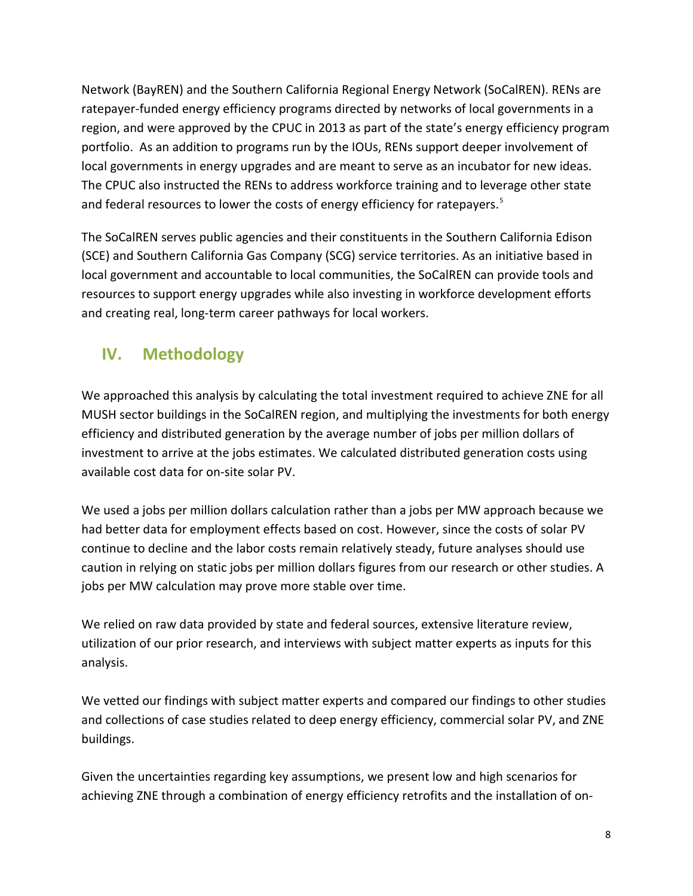Network (BayREN) and the Southern California Regional Energy Network (SoCalREN). RENs are ratepayer-funded energy efficiency programs directed by networks of local governments in a region, and were approved by the CPUC in 2013 as part of the state's energy efficiency program portfolio. As an addition to programs run by the IOUs, RENs support deeper involvement of local governments in energy upgrades and are meant to serve as an incubator for new ideas. The CPUC also instructed the RENs to address workforce training and to leverage other state and federal resources to lower the costs of energy efficiency for ratepayers.[5]

The SoCalREN serves public agencies and their constituents in the Southern California Edison (SCE) and Southern California Gas Company (SCG) service territories. As an initiative based in local government and accountable to local communities, the SoCalREN can provide tools and resources to support energy upgrades while also investing in workforce development efforts and creating real, long-term career pathways for local workers.

## IV. Methodology

We approached this analysis by calculating the total investment required to achieve ZNE for all MUSH sector buildings in the SoCalREN region, and multiplying the investments for both energy efficiency and distributed generation by the average number of jobs per million dollars of investment to arrive at the jobs estimates. We calculated distributed generation costs using available cost data for on-site solar PV.

We used a jobs per million dollars calculation rather than a jobs per MW approach because we had better data for employment effects based on cost. However, since the costs of solar PV continue to decline and the labor costs remain relatively steady, future analyses should use caution in relying on static jobs per million dollars figures from our research or other studies. A jobs per MW calculation may prove more stable over time.

We relied on raw data provided by state and federal sources, extensive literature review, utilization of our prior research, and interviews with subject matter experts as inputs for this analysis.

We vetted our findings with subject matter experts and compared our findings to other studies and collections of case studies related to deep energy efficiency, commercial solar PV, and ZNE buildings.

Given the uncertainties regarding key assumptions, we present low and high scenarios for achieving ZNE through a combination of energy efficiency retrofits and the installation of on-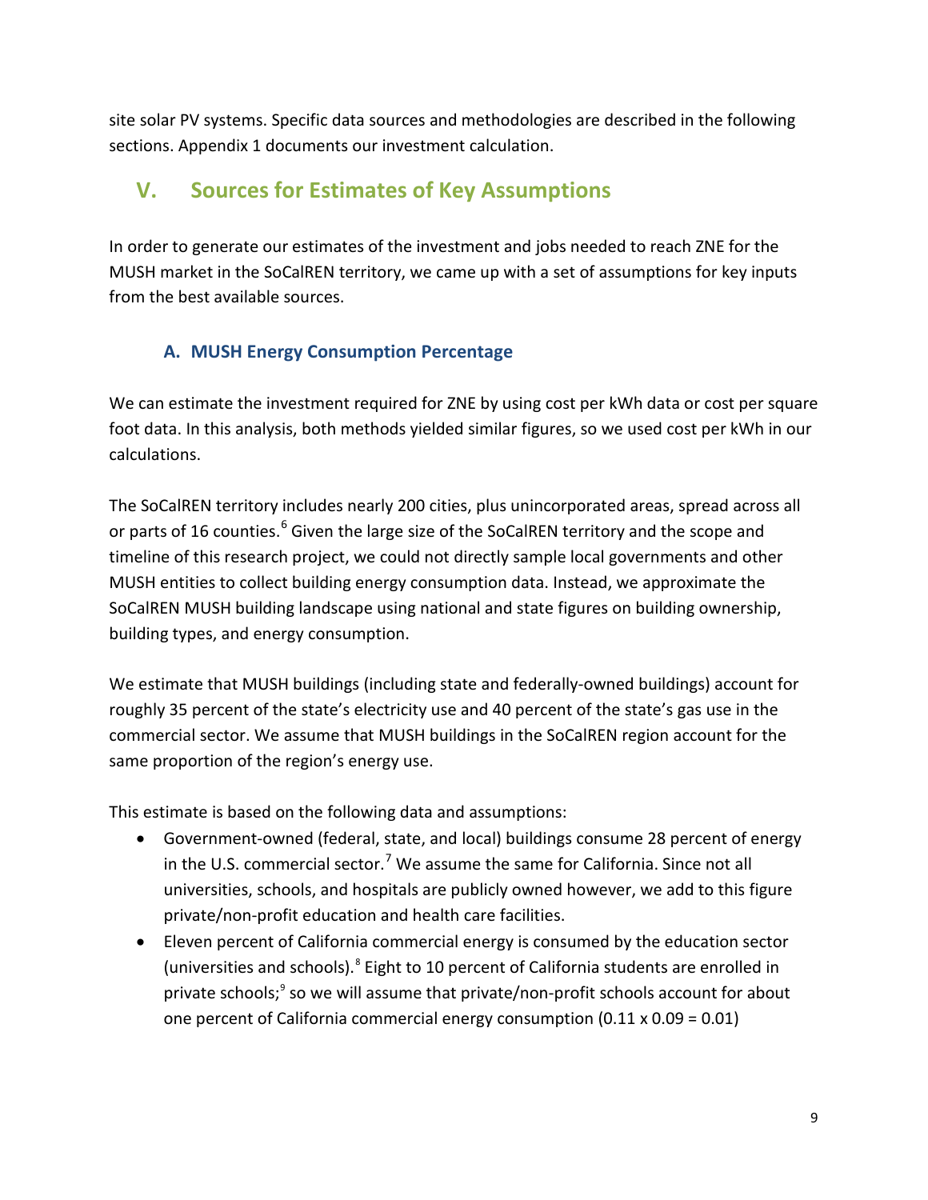site solar PV systems. Specific data sources and methodologies are described in the following sections. Appendix 1 documents our investment calculation.

## V. Sources for Estimates of Key Assumptions

In order to generate our estimates of the investment and jobs needed to reach ZNE for the MUSH market in the SoCalREN territory, we came up with a set of assumptions for key inputs from the best available sources.

### A. MUSH Energy Consumption Percentage

We can estimate the investment required for ZNE by using cost per kWh data or cost per square foot data. In this analysis, both methods yielded similar figures, so we used cost per kWh in our calculations.

The SoCalREN territory includes nearly 200 cities, plus unincorporated areas, spread across all or parts of 16 counties.[6] Given the large size of the SoCalREN territory and the scope and timeline of this research project, we could not directly sample local governments and other MUSH entities to collect building energy consumption data. Instead, we approximate the SoCalREN MUSH building landscape using national and state figures on building ownership, building types, and energy consumption.

We estimate that MUSH buildings (including state and federally-owned buildings) account for roughly 35 percent of the state's electricity use and 40 percent of the state's gas use in the commercial sector. We assume that MUSH buildings in the SoCalREN region account for the same proportion of the region's energy use.

This estimate is based on the following data and assumptions:

- Government-owned (federal, state, and local) buildings consume 28 percent of energy in the U.S. commercial sector.[7] We assume the same for California. Since not all universities, schools, and hospitals are publicly owned however, we add to this figure private/non-profit education and health care facilities.
- Eleven percent of California commercial energy is consumed by the education sector (universities and schools).[8] Eight to 10 percent of California students are enrolled in private schools;[9] so we will assume that private/non-profit schools account for about one percent of California commercial energy consumption (0.11 x 0.09 = 0.01)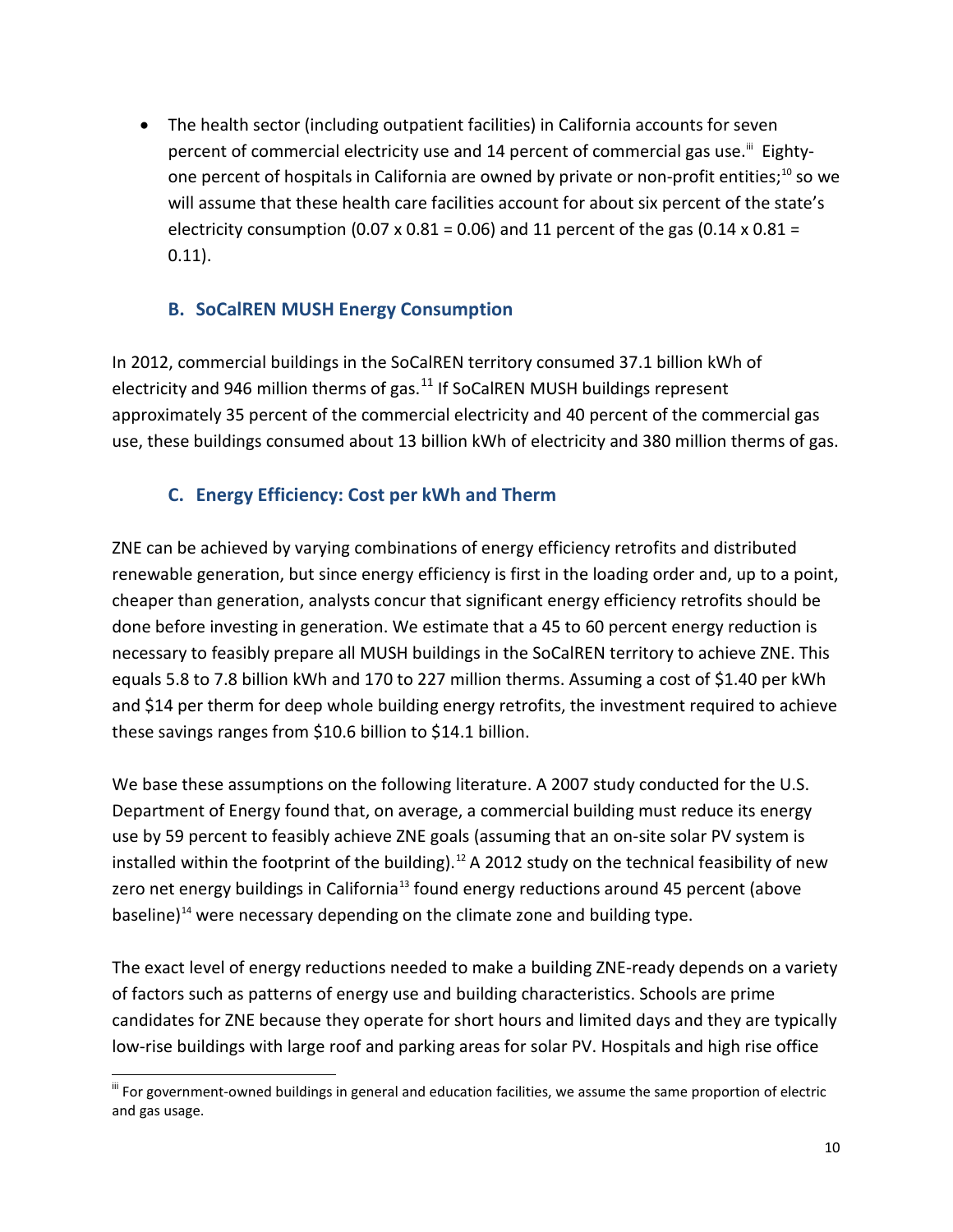- The health sector (including outpatient facilities) in California accounts for seven percent of commercial electricity use and 14 percent of commercial gas use.[iii] Eighty-one percent of hospitals in California are owned by private or non-profit entities;[10] so we will assume that these health care facilities account for about six percent of the state's electricity consumption (0.07 x 0.81 = 0.06) and 11 percent of the gas (0.14 x 0.81 = 0.11).

### B. SoCalREN MUSH Energy Consumption

In 2012, commercial buildings in the SoCalREN territory consumed 37.1 billion kWh of electricity and 946 million therms of gas.[11] If SoCalREN MUSH buildings represent approximately 35 percent of the commercial electricity and 40 percent of the commercial gas use, these buildings consumed about 13 billion kWh of electricity and 380 million therms of gas.

### C. Energy Efficiency: Cost per kWh and Therm

ZNE can be achieved by varying combinations of energy efficiency retrofits and distributed renewable generation, but since energy efficiency is first in the loading order and, up to a point, cheaper than generation, analysts concur that significant energy efficiency retrofits should be done before investing in generation. We estimate that a 45 to 60 percent energy reduction is necessary to feasibly prepare all MUSH buildings in the SoCalREN territory to achieve ZNE. This equals 5.8 to 7.8 billion kWh and 170 to 227 million therms. Assuming a cost of \$1.40 per kWh and \$14 per therm for deep whole building energy retrofits, the investment required to achieve these savings ranges from \$10.6 billion to \$14.1 billion.

We base these assumptions on the following literature. A 2007 study conducted for the U.S. Department of Energy found that, on average, a commercial building must reduce its energy use by 59 percent to feasibly achieve ZNE goals (assuming that an on-site solar PV system is installed within the footprint of the building).[12] A 2012 study on the technical feasibility of new zero net energy buildings in California[13] found energy reductions around 45 percent (above baseline)[14] were necessary depending on the climate zone and building type.

The exact level of energy reductions needed to make a building ZNE-ready depends on a variety of factors such as patterns of energy use and building characteristics. Schools are prime candidates for ZNE because they operate for short hours and limited days and they are typically low-rise buildings with large roof and parking areas for solar PV. Hospitals and high rise office

[iii] For government-owned buildings in general and education facilities, we assume the same proportion of electric and gas usage.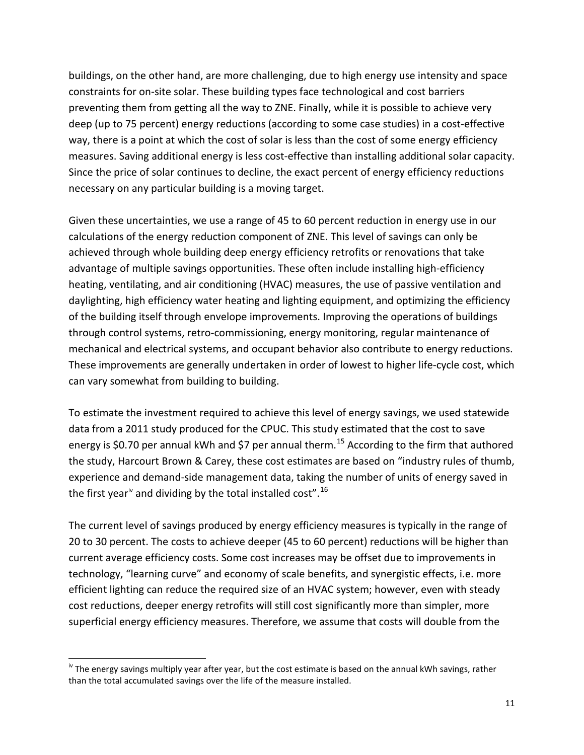buildings, on the other hand, are more challenging, due to high energy use intensity and space constraints for on-site solar. These building types face technological and cost barriers preventing them from getting all the way to ZNE. Finally, while it is possible to achieve very deep (up to 75 percent) energy reductions (according to some case studies) in a cost-effective way, there is a point at which the cost of solar is less than the cost of some energy efficiency measures. Saving additional energy is less cost-effective than installing additional solar capacity. Since the price of solar continues to decline, the exact percent of energy efficiency reductions necessary on any particular building is a moving target.

Given these uncertainties, we use a range of 45 to 60 percent reduction in energy use in our calculations of the energy reduction component of ZNE. This level of savings can only be achieved through whole building deep energy efficiency retrofits or renovations that take advantage of multiple savings opportunities. These often include installing high-efficiency heating, ventilating, and air conditioning (HVAC) measures, the use of passive ventilation and daylighting, high efficiency water heating and lighting equipment, and optimizing the efficiency of the building itself through envelope improvements. Improving the operations of buildings through control systems, retro-commissioning, energy monitoring, regular maintenance of mechanical and electrical systems, and occupant behavior also contribute to energy reductions. These improvements are generally undertaken in order of lowest to higher life-cycle cost, which can vary somewhat from building to building.

To estimate the investment required to achieve this level of energy savings, we used statewide data from a 2011 study produced for the CPUC. This study estimated that the cost to save energy is $0.70 per annual kWh and $7 per annual therm.[15] According to the firm that authored the study, Harcourt Brown & Carey, these cost estimates are based on "industry rules of thumb, experience and demand-side management data, taking the number of units of energy saved in the first year[iv] and dividing by the total installed cost".[16]

The current level of savings produced by energy efficiency measures is typically in the range of 20 to 30 percent. The costs to achieve deeper (45 to 60 percent) reductions will be higher than current average efficiency costs. Some cost increases may be offset due to improvements in technology, "learning curve" and economy of scale benefits, and synergistic effects, i.e. more efficient lighting can reduce the required size of an HVAC system; however, even with steady cost reductions, deeper energy retrofits will still cost significantly more than simpler, more superficial energy efficiency measures. Therefore, we assume that costs will double from the

---

[iv] The energy savings multiply year after year, but the cost estimate is based on the annual kWh savings, rather than the total accumulated savings over the life of the measure installed.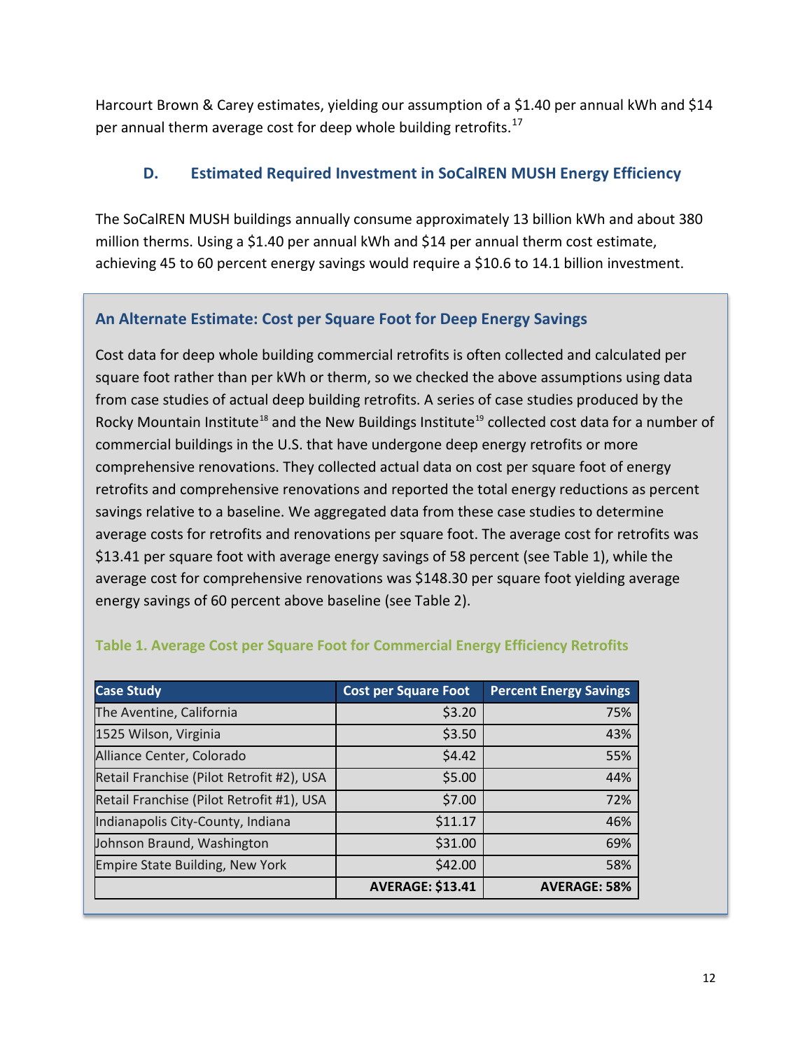Harcourt Brown & Carey estimates, yielding our assumption of a $1.40 per annual kWh and $14 per annual therm average cost for deep whole building retrofits.[17]

### D. Estimated Required Investment in SoCalREN MUSH Energy Efficiency

The SoCalREN MUSH buildings annually consume approximately 13 billion kWh and about 380 million therms. Using a $1.40 per annual kWh and $14 per annual therm cost estimate, achieving 45 to 60 percent energy savings would require a $10.6 to 14.1 billion investment.

#### An Alternate Estimate: Cost per Square Foot for Deep Energy Savings

Cost data for deep whole building commercial retrofits is often collected and calculated per square foot rather than per kWh or therm, so we checked the above assumptions using data from case studies of actual deep building retrofits. A series of case studies produced by the Rocky Mountain Institute[18] and the New Buildings Institute[19] collected cost data for a number of commercial buildings in the U.S. that have undergone deep energy retrofits or more comprehensive renovations. They collected actual data on cost per square foot of energy retrofits and comprehensive renovations and reported the total energy reductions as percent savings relative to a baseline. We aggregated data from these case studies to determine average costs for retrofits and renovations per square foot. The average cost for retrofits was $13.41 per square foot with average energy savings of 58 percent (see Table 1), while the average cost for comprehensive renovations was $148.30 per square foot yielding average energy savings of 60 percent above baseline (see Table 2).

**Table 1. Average Cost per Square Foot for Commercial Energy Efficiency Retrofits**

| Case Study | Cost per Square Foot | Percent Energy Savings |
|---|---:|---:|
| The Aventine, California | $3.20 | 75% |
| 1525 Wilson, Virginia | $3.50 | 43% |
| Alliance Center, Colorado | $4.42 | 55% |
| Retail Franchise (Pilot Retrofit #2), USA | $5.00 | 44% |
| Retail Franchise (Pilot Retrofit #1), USA | $7.00 | 72% |
| Indianapolis City-County, Indiana | $11.17 | 46% |
| Johnson Braund, Washington | $31.00 | 69% |
| Empire State Building, New York | $42.00 | 58% |
| | **AVERAGE: $13.41** | **AVERAGE: 58%** |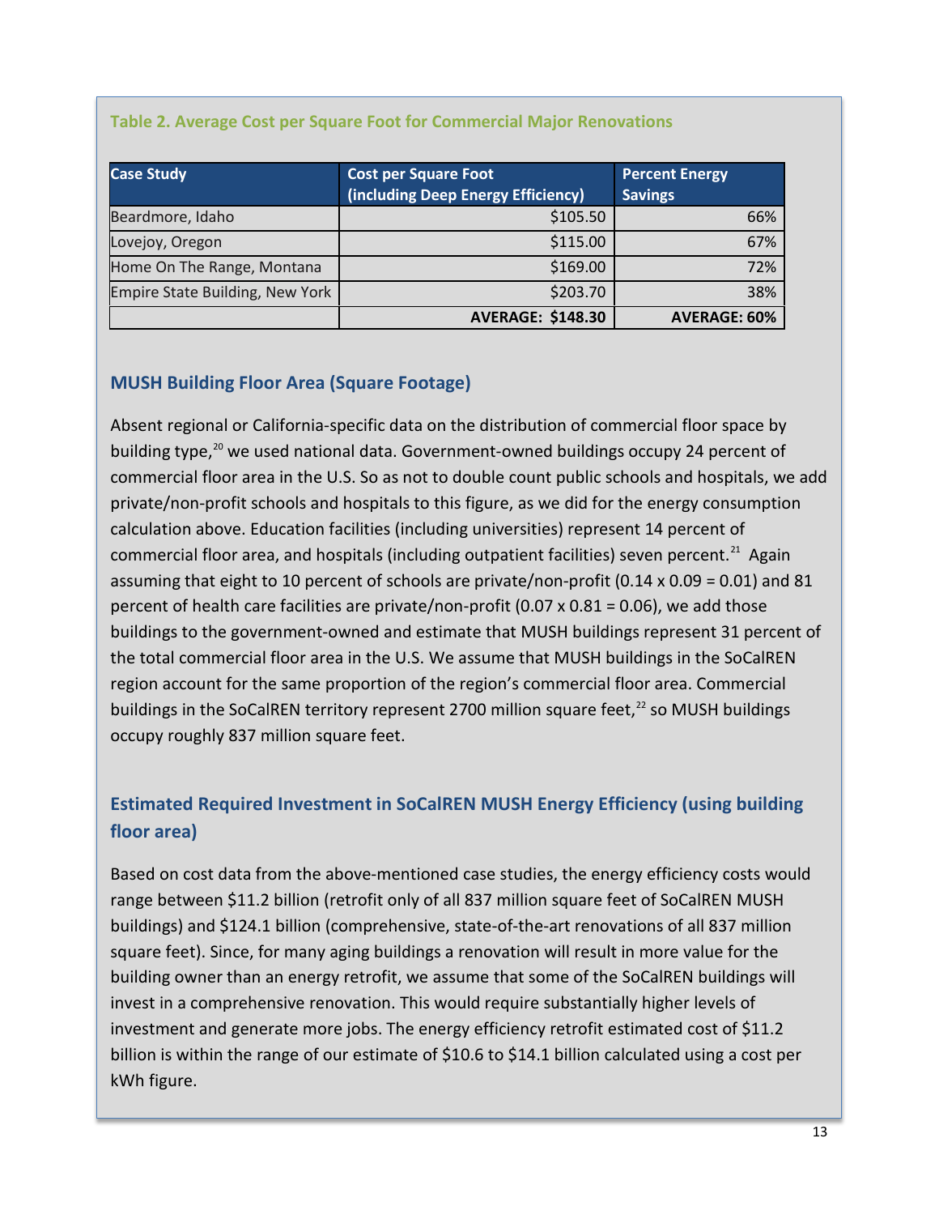**Table 2. Average Cost per Square Foot for Commercial Major Renovations**

| Case Study | Cost per Square Foot (including Deep Energy Efficiency) | Percent Energy Savings |
| --- | --- | --- |
| Beardmore, Idaho | $105.50 | 66% |
| Lovejoy, Oregon | $115.00 | 67% |
| Home On The Range, Montana | $169.00 | 72% |
| Empire State Building, New York | $203.70 | 38% |
| | **AVERAGE: $148.30** | **AVERAGE: 60%** |

## MUSH Building Floor Area (Square Footage)

Absent regional or California-specific data on the distribution of commercial floor space by building type,[20] we used national data. Government-owned buildings occupy 24 percent of commercial floor area in the U.S. So as not to double count public schools and hospitals, we add private/non-profit schools and hospitals to this figure, as we did for the energy consumption calculation above. Education facilities (including universities) represent 14 percent of commercial floor area, and hospitals (including outpatient facilities) seven percent.[21] Again assuming that eight to 10 percent of schools are private/non-profit (0.14 x 0.09 = 0.01) and 81 percent of health care facilities are private/non-profit (0.07 x 0.81 = 0.06), we add those buildings to the government-owned and estimate that MUSH buildings represent 31 percent of the total commercial floor area in the U.S. We assume that MUSH buildings in the SoCalREN region account for the same proportion of the region's commercial floor area. Commercial buildings in the SoCalREN territory represent 2700 million square feet,[22] so MUSH buildings occupy roughly 837 million square feet.

## Estimated Required Investment in SoCalREN MUSH Energy Efficiency (using building floor area)

Based on cost data from the above-mentioned case studies, the energy efficiency costs would range between $11.2 billion (retrofit only of all 837 million square feet of SoCalREN MUSH buildings) and $124.1 billion (comprehensive, state-of-the-art renovations of all 837 million square feet). Since, for many aging buildings a renovation will result in more value for the building owner than an energy retrofit, we assume that some of the SoCalREN buildings will invest in a comprehensive renovation. This would require substantially higher levels of investment and generate more jobs. The energy efficiency retrofit estimated cost of $11.2 billion is within the range of our estimate of $10.6 to $14.1 billion calculated using a cost per kWh figure.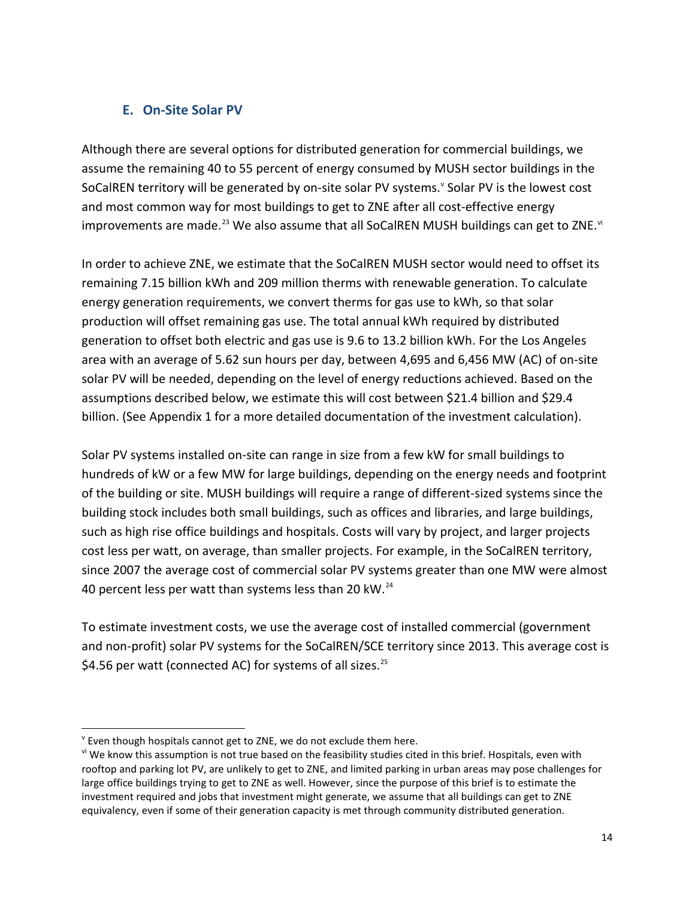### E. On-Site Solar PV

Although there are several options for distributed generation for commercial buildings, we assume the remaining 40 to 55 percent of energy consumed by MUSH sector buildings in the SoCalREN territory will be generated by on-site solar PV systems.[v] Solar PV is the lowest cost and most common way for most buildings to get to ZNE after all cost-effective energy improvements are made.[23] We also assume that all SoCalREN MUSH buildings can get to ZNE.[vi]

In order to achieve ZNE, we estimate that the SoCalREN MUSH sector would need to offset its remaining 7.15 billion kWh and 209 million therms with renewable generation. To calculate energy generation requirements, we convert therms for gas use to kWh, so that solar production will offset remaining gas use. The total annual kWh required by distributed generation to offset both electric and gas use is 9.6 to 13.2 billion kWh. For the Los Angeles area with an average of 5.62 sun hours per day, between 4,695 and 6,456 MW (AC) of on-site solar PV will be needed, depending on the level of energy reductions achieved. Based on the assumptions described below, we estimate this will cost between $21.4 billion and $29.4 billion. (See Appendix 1 for a more detailed documentation of the investment calculation).

Solar PV systems installed on-site can range in size from a few kW for small buildings to hundreds of kW or a few MW for large buildings, depending on the energy needs and footprint of the building or site. MUSH buildings will require a range of different-sized systems since the building stock includes both small buildings, such as offices and libraries, and large buildings, such as high rise office buildings and hospitals. Costs will vary by project, and larger projects cost less per watt, on average, than smaller projects. For example, in the SoCalREN territory, since 2007 the average cost of commercial solar PV systems greater than one MW were almost 40 percent less per watt than systems less than 20 kW.[24]

To estimate investment costs, we use the average cost of installed commercial (government and non-profit) solar PV systems for the SoCalREN/SCE territory since 2013. This average cost is $4.56 per watt (connected AC) for systems of all sizes.[25]

---

[v] Even though hospitals cannot get to ZNE, we do not exclude them here.

[vi] We know this assumption is not true based on the feasibility studies cited in this brief. Hospitals, even with rooftop and parking lot PV, are unlikely to get to ZNE, and limited parking in urban areas may pose challenges for large office buildings trying to get to ZNE as well. However, since the purpose of this brief is to estimate the investment required and jobs that investment might generate, we assume that all buildings can get to ZNE equivalency, even if some of their generation capacity is met through community distributed generation.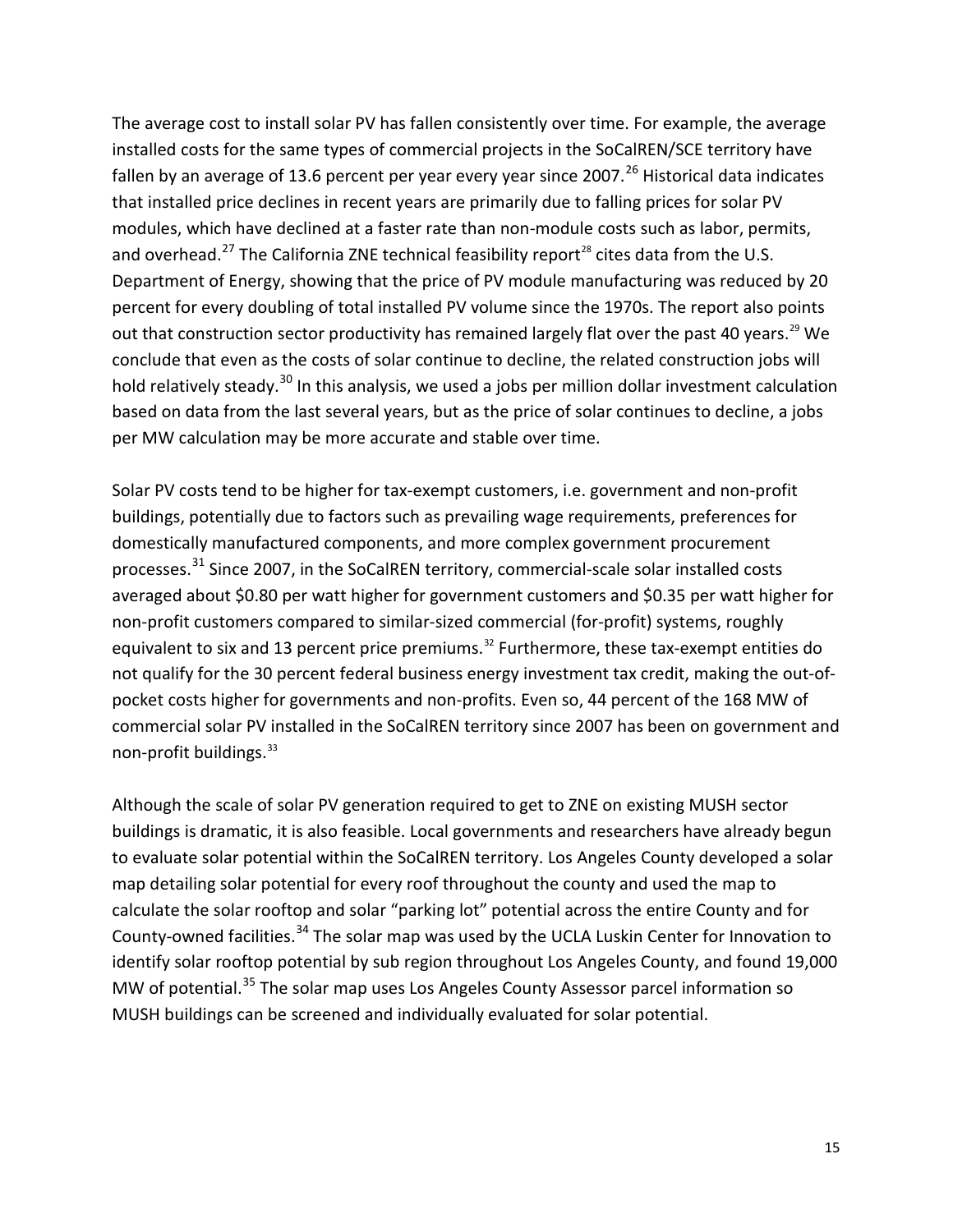The average cost to install solar PV has fallen consistently over time. For example, the average installed costs for the same types of commercial projects in the SoCalREN/SCE territory have fallen by an average of 13.6 percent per year every year since 2007.[26] Historical data indicates that installed price declines in recent years are primarily due to falling prices for solar PV modules, which have declined at a faster rate than non-module costs such as labor, permits, and overhead.[27] The California ZNE technical feasibility report[28] cites data from the U.S. Department of Energy, showing that the price of PV module manufacturing was reduced by 20 percent for every doubling of total installed PV volume since the 1970s. The report also points out that construction sector productivity has remained largely flat over the past 40 years.[29] We conclude that even as the costs of solar continue to decline, the related construction jobs will hold relatively steady.[30] In this analysis, we used a jobs per million dollar investment calculation based on data from the last several years, but as the price of solar continues to decline, a jobs per MW calculation may be more accurate and stable over time.

Solar PV costs tend to be higher for tax-exempt customers, i.e. government and non-profit buildings, potentially due to factors such as prevailing wage requirements, preferences for domestically manufactured components, and more complex government procurement processes.[31] Since 2007, in the SoCalREN territory, commercial-scale solar installed costs averaged about $0.80 per watt higher for government customers and $0.35 per watt higher for non-profit customers compared to similar-sized commercial (for-profit) systems, roughly equivalent to six and 13 percent price premiums.[32] Furthermore, these tax-exempt entities do not qualify for the 30 percent federal business energy investment tax credit, making the out-of-pocket costs higher for governments and non-profits. Even so, 44 percent of the 168 MW of commercial solar PV installed in the SoCalREN territory since 2007 has been on government and non-profit buildings.[33]

Although the scale of solar PV generation required to get to ZNE on existing MUSH sector buildings is dramatic, it is also feasible. Local governments and researchers have already begun to evaluate solar potential within the SoCalREN territory. Los Angeles County developed a solar map detailing solar potential for every roof throughout the county and used the map to calculate the solar rooftop and solar "parking lot" potential across the entire County and for County-owned facilities.[34] The solar map was used by the UCLA Luskin Center for Innovation to identify solar rooftop potential by sub region throughout Los Angeles County, and found 19,000 MW of potential.[35] The solar map uses Los Angeles County Assessor parcel information so MUSH buildings can be screened and individually evaluated for solar potential.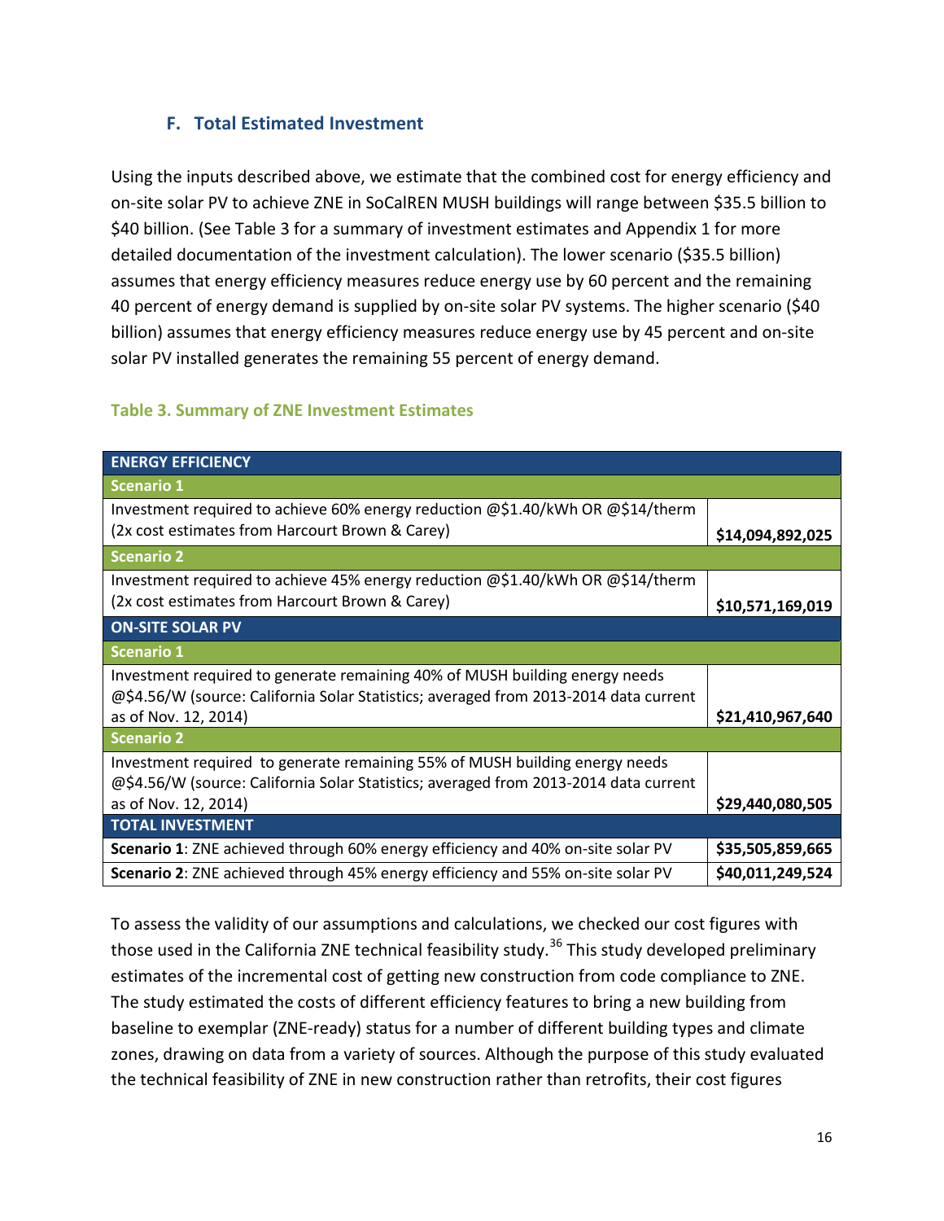### F. Total Estimated Investment

Using the inputs described above, we estimate that the combined cost for energy efficiency and on-site solar PV to achieve ZNE in SoCalREN MUSH buildings will range between $35.5 billion to $40 billion. (See Table 3 for a summary of investment estimates and Appendix 1 for more detailed documentation of the investment calculation). The lower scenario ($35.5 billion) assumes that energy efficiency measures reduce energy use by 60 percent and the remaining 40 percent of energy demand is supplied by on-site solar PV systems. The higher scenario ($40 billion) assumes that energy efficiency measures reduce energy use by 45 percent and on-site solar PV installed generates the remaining 55 percent of energy demand.

**Table 3. Summary of ZNE Investment Estimates**

| ENERGY EFFICIENCY | |
|---|---|
| **Scenario 1** | |
| Investment required to achieve 60% energy reduction @$1.40/kWh OR @$14/therm (2x cost estimates from Harcourt Brown & Carey) | **$14,094,892,025** |
| **Scenario 2** | |
| Investment required to achieve 45% energy reduction @$1.40/kWh OR @$14/therm (2x cost estimates from Harcourt Brown & Carey) | **$10,571,169,019** |
| **ON-SITE SOLAR PV** | |
| **Scenario 1** | |
| Investment required to generate remaining 40% of MUSH building energy needs @$4.56/W (source: California Solar Statistics; averaged from 2013-2014 data current as of Nov. 12, 2014) | **$21,410,967,640** |
| **Scenario 2** | |
| Investment required to generate remaining 55% of MUSH building energy needs @$4.56/W (source: California Solar Statistics; averaged from 2013-2014 data current as of Nov. 12, 2014) | **$29,440,080,505** |
| **TOTAL INVESTMENT** | |
| **Scenario 1**: ZNE achieved through 60% energy efficiency and 40% on-site solar PV | **$35,505,859,665** |
| **Scenario 2**: ZNE achieved through 45% energy efficiency and 55% on-site solar PV | **$40,011,249,524** |

To assess the validity of our assumptions and calculations, we checked our cost figures with those used in the California ZNE technical feasibility study.[36] This study developed preliminary estimates of the incremental cost of getting new construction from code compliance to ZNE. The study estimated the costs of different efficiency features to bring a new building from baseline to exemplar (ZNE-ready) status for a number of different building types and climate zones, drawing on data from a variety of sources. Although the purpose of this study evaluated the technical feasibility of ZNE in new construction rather than retrofits, their cost figures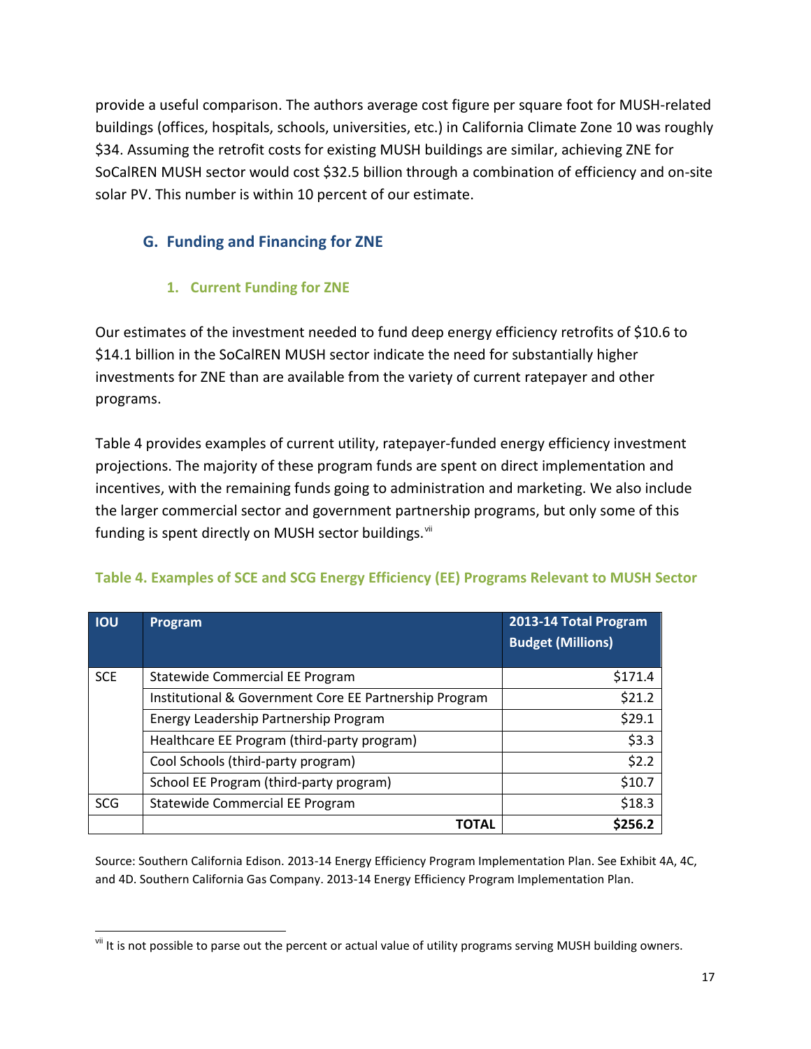provide a useful comparison. The authors average cost figure per square foot for MUSH-related buildings (offices, hospitals, schools, universities, etc.) in California Climate Zone 10 was roughly $34. Assuming the retrofit costs for existing MUSH buildings are similar, achieving ZNE for SoCalREN MUSH sector would cost $32.5 billion through a combination of efficiency and on-site solar PV. This number is within 10 percent of our estimate.

## G. Funding and Financing for ZNE

### 1. Current Funding for ZNE

Our estimates of the investment needed to fund deep energy efficiency retrofits of $10.6 to $14.1 billion in the SoCalREN MUSH sector indicate the need for substantially higher investments for ZNE than are available from the variety of current ratepayer and other programs.

Table 4 provides examples of current utility, ratepayer-funded energy efficiency investment projections. The majority of these program funds are spent on direct implementation and incentives, with the remaining funds going to administration and marketing. We also include the larger commercial sector and government partnership programs, but only some of this funding is spent directly on MUSH sector buildings.[vii]

**Table 4. Examples of SCE and SCG Energy Efficiency (EE) Programs Relevant to MUSH Sector**

| IOU | Program | 2013-14 Total Program Budget (Millions) |
|---|---|---|
| SCE | Statewide Commercial EE Program | $171.4 |
| | Institutional & Government Core EE Partnership Program | $21.2 |
| | Energy Leadership Partnership Program | $29.1 |
| | Healthcare EE Program (third-party program) | $3.3 |
| | Cool Schools (third-party program) | $2.2 |
| | School EE Program (third-party program) | $10.7 |
| SCG | Statewide Commercial EE Program | $18.3 |
| | **TOTAL** | **$256.2** |

Source: Southern California Edison. 2013-14 Energy Efficiency Program Implementation Plan. See Exhibit 4A, 4C, and 4D. Southern California Gas Company. 2013-14 Energy Efficiency Program Implementation Plan.

[vii] It is not possible to parse out the percent or actual value of utility programs serving MUSH building owners.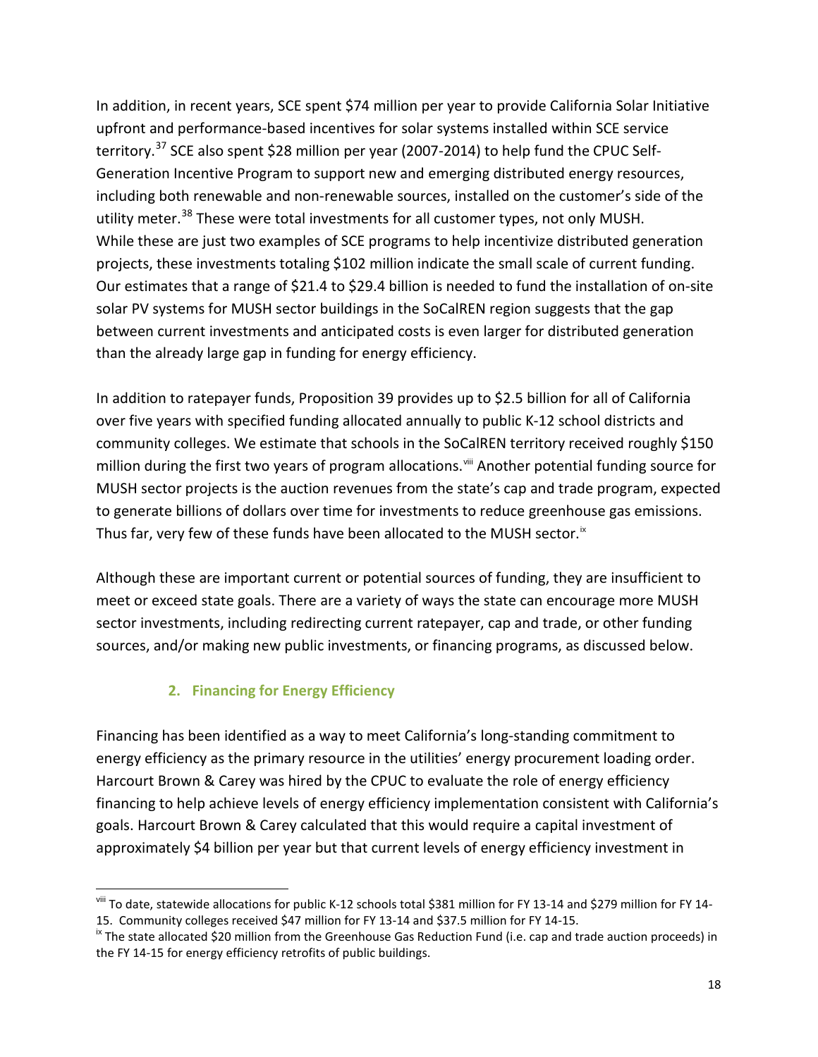In addition, in recent years, SCE spent $74 million per year to provide California Solar Initiative upfront and performance-based incentives for solar systems installed within SCE service territory.[37] SCE also spent $28 million per year (2007-2014) to help fund the CPUC Self-Generation Incentive Program to support new and emerging distributed energy resources, including both renewable and non-renewable sources, installed on the customer's side of the utility meter.[38] These were total investments for all customer types, not only MUSH. While these are just two examples of SCE programs to help incentivize distributed generation projects, these investments totaling $102 million indicate the small scale of current funding. Our estimates that a range of $21.4 to $29.4 billion is needed to fund the installation of on-site solar PV systems for MUSH sector buildings in the SoCalREN region suggests that the gap between current investments and anticipated costs is even larger for distributed generation than the already large gap in funding for energy efficiency.

In addition to ratepayer funds, Proposition 39 provides up to $2.5 billion for all of California over five years with specified funding allocated annually to public K-12 school districts and community colleges. We estimate that schools in the SoCalREN territory received roughly $150 million during the first two years of program allocations.[viii] Another potential funding source for MUSH sector projects is the auction revenues from the state's cap and trade program, expected to generate billions of dollars over time for investments to reduce greenhouse gas emissions. Thus far, very few of these funds have been allocated to the MUSH sector.[ix]

Although these are important current or potential sources of funding, they are insufficient to meet or exceed state goals. There are a variety of ways the state can encourage more MUSH sector investments, including redirecting current ratepayer, cap and trade, or other funding sources, and/or making new public investments, or financing programs, as discussed below.

### 2. Financing for Energy Efficiency

Financing has been identified as a way to meet California's long-standing commitment to energy efficiency as the primary resource in the utilities' energy procurement loading order. Harcourt Brown & Carey was hired by the CPUC to evaluate the role of energy efficiency financing to help achieve levels of energy efficiency implementation consistent with California's goals. Harcourt Brown & Carey calculated that this would require a capital investment of approximately $4 billion per year but that current levels of energy efficiency investment in

---

[viii] To date, statewide allocations for public K-12 schools total $381 million for FY 13-14 and $279 million for FY 14-15. Community colleges received $47 million for FY 13-14 and $37.5 million for FY 14-15.

[ix] The state allocated $20 million from the Greenhouse Gas Reduction Fund (i.e. cap and trade auction proceeds) in the FY 14-15 for energy efficiency retrofits of public buildings.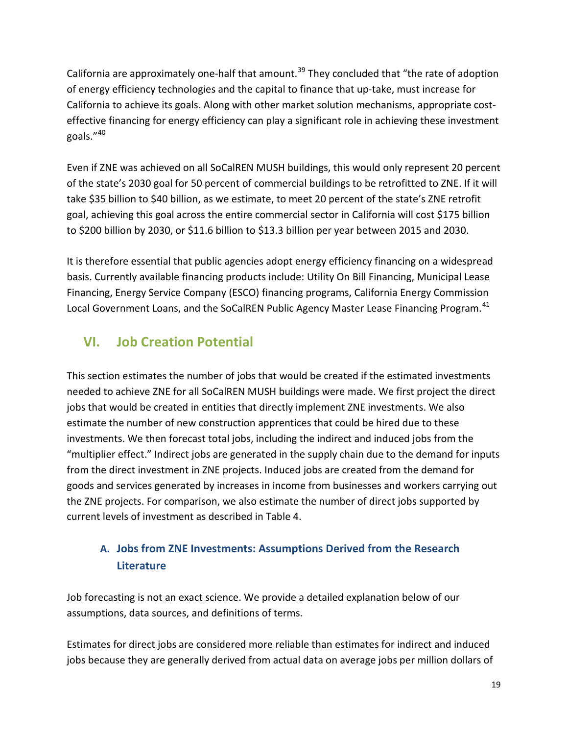California are approximately one-half that amount.[39] They concluded that "the rate of adoption of energy efficiency technologies and the capital to finance that up-take, must increase for California to achieve its goals. Along with other market solution mechanisms, appropriate cost-effective financing for energy efficiency can play a significant role in achieving these investment goals."[40]

Even if ZNE was achieved on all SoCalREN MUSH buildings, this would only represent 20 percent of the state's 2030 goal for 50 percent of commercial buildings to be retrofitted to ZNE. If it will take $35 billion to $40 billion, as we estimate, to meet 20 percent of the state's ZNE retrofit goal, achieving this goal across the entire commercial sector in California will cost $175 billion to $200 billion by 2030, or $11.6 billion to $13.3 billion per year between 2015 and 2030.

It is therefore essential that public agencies adopt energy efficiency financing on a widespread basis. Currently available financing products include: Utility On Bill Financing, Municipal Lease Financing, Energy Service Company (ESCO) financing programs, California Energy Commission Local Government Loans, and the SoCalREN Public Agency Master Lease Financing Program.[41]

## VI. Job Creation Potential

This section estimates the number of jobs that would be created if the estimated investments needed to achieve ZNE for all SoCalREN MUSH buildings were made. We first project the direct jobs that would be created in entities that directly implement ZNE investments. We also estimate the number of new construction apprentices that could be hired due to these investments. We then forecast total jobs, including the indirect and induced jobs from the "multiplier effect." Indirect jobs are generated in the supply chain due to the demand for inputs from the direct investment in ZNE projects. Induced jobs are created from the demand for goods and services generated by increases in income from businesses and workers carrying out the ZNE projects. For comparison, we also estimate the number of direct jobs supported by current levels of investment as described in Table 4.

### A. Jobs from ZNE Investments: Assumptions Derived from the Research Literature

Job forecasting is not an exact science. We provide a detailed explanation below of our assumptions, data sources, and definitions of terms.

Estimates for direct jobs are considered more reliable than estimates for indirect and induced jobs because they are generally derived from actual data on average jobs per million dollars of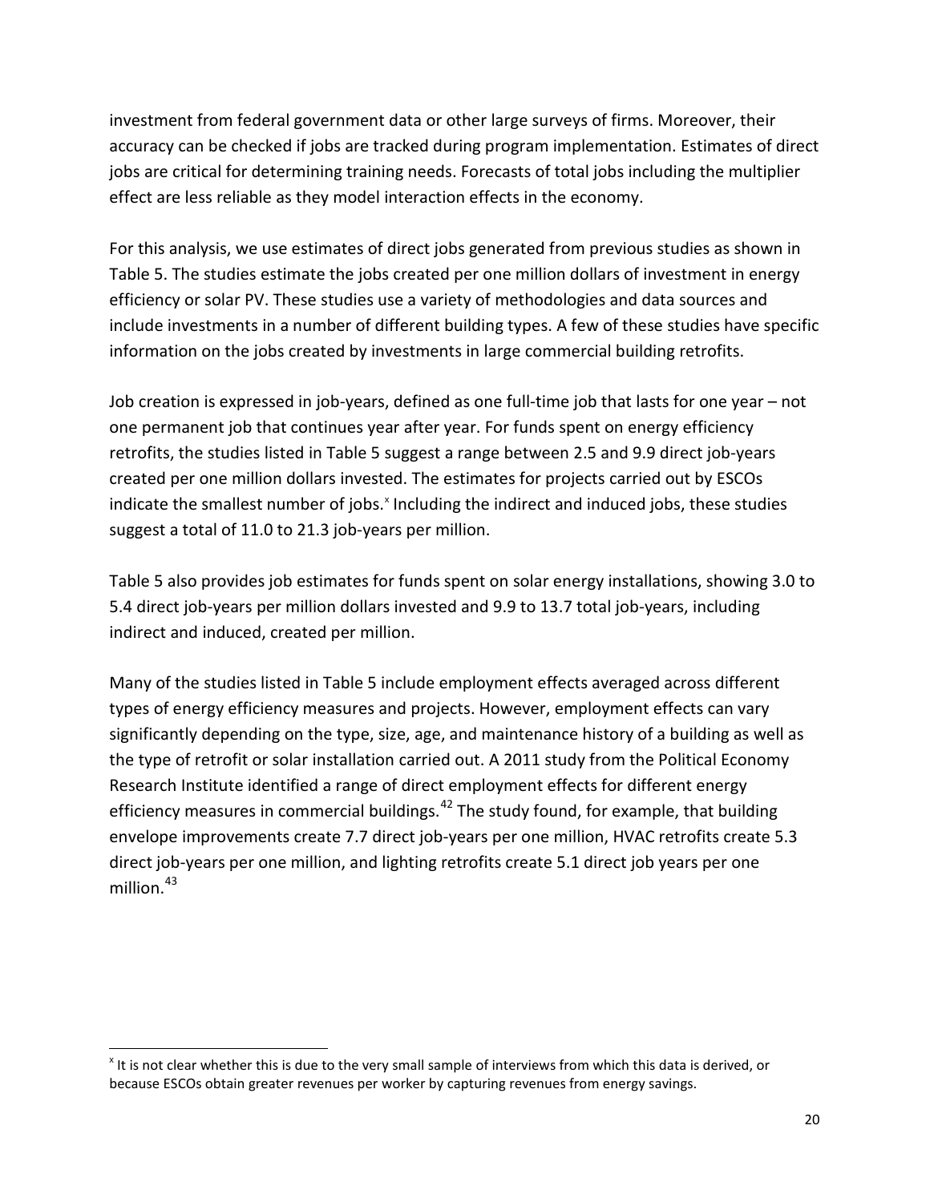investment from federal government data or other large surveys of firms. Moreover, their accuracy can be checked if jobs are tracked during program implementation. Estimates of direct jobs are critical for determining training needs. Forecasts of total jobs including the multiplier effect are less reliable as they model interaction effects in the economy.

For this analysis, we use estimates of direct jobs generated from previous studies as shown in Table 5. The studies estimate the jobs created per one million dollars of investment in energy efficiency or solar PV. These studies use a variety of methodologies and data sources and include investments in a number of different building types. A few of these studies have specific information on the jobs created by investments in large commercial building retrofits.

Job creation is expressed in job-years, defined as one full-time job that lasts for one year – not one permanent job that continues year after year. For funds spent on energy efficiency retrofits, the studies listed in Table 5 suggest a range between 2.5 and 9.9 direct job-years created per one million dollars invested. The estimates for projects carried out by ESCOs indicate the smallest number of jobs.[x] Including the indirect and induced jobs, these studies suggest a total of 11.0 to 21.3 job-years per million.

Table 5 also provides job estimates for funds spent on solar energy installations, showing 3.0 to 5.4 direct job-years per million dollars invested and 9.9 to 13.7 total job-years, including indirect and induced, created per million.

Many of the studies listed in Table 5 include employment effects averaged across different types of energy efficiency measures and projects. However, employment effects can vary significantly depending on the type, size, age, and maintenance history of a building as well as the type of retrofit or solar installation carried out. A 2011 study from the Political Economy Research Institute identified a range of direct employment effects for different energy efficiency measures in commercial buildings.[42] The study found, for example, that building envelope improvements create 7.7 direct job-years per one million, HVAC retrofits create 5.3 direct job-years per one million, and lighting retrofits create 5.1 direct job years per one million.[43]

---

[x] It is not clear whether this is due to the very small sample of interviews from which this data is derived, or because ESCOs obtain greater revenues per worker by capturing revenues from energy savings.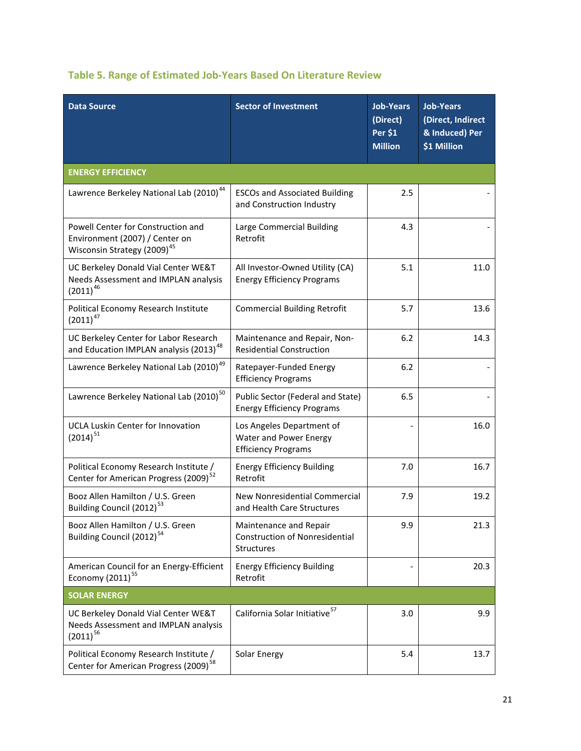### Table 5. Range of Estimated Job-Years Based On Literature Review

| Data Source | Sector of Investment | Job-Years (Direct) Per $1 Million | Job-Years (Direct, Indirect & Induced) Per $1 Million |
|---|---|---|---|
| **ENERGY EFFICIENCY** | | | |
| Lawrence Berkeley National Lab (2010)[44] | ESCOs and Associated Building and Construction Industry | 2.5 | - |
| Powell Center for Construction and Environment (2007) / Center on Wisconsin Strategy (2009)[45] | Large Commercial Building Retrofit | 4.3 | - |
| UC Berkeley Donald Vial Center WE&T Needs Assessment and IMPLAN analysis (2011)[46] | All Investor-Owned Utility (CA) Energy Efficiency Programs | 5.1 | 11.0 |
| Political Economy Research Institute (2011)[47] | Commercial Building Retrofit | 5.7 | 13.6 |
| UC Berkeley Center for Labor Research and Education IMPLAN analysis (2013)[48] | Maintenance and Repair, Non-Residential Construction | 6.2 | 14.3 |
| Lawrence Berkeley National Lab (2010)[49] | Ratepayer-Funded Energy Efficiency Programs | 6.2 | - |
| Lawrence Berkeley National Lab (2010)[50] | Public Sector (Federal and State) Energy Efficiency Programs | 6.5 | - |
| UCLA Luskin Center for Innovation (2014)[51] | Los Angeles Department of Water and Power Energy Efficiency Programs | - | 16.0 |
| Political Economy Research Institute / Center for American Progress (2009)[52] | Energy Efficiency Building Retrofit | 7.0 | 16.7 |
| Booz Allen Hamilton / U.S. Green Building Council (2012)[53] | New Nonresidential Commercial and Health Care Structures | 7.9 | 19.2 |
| Booz Allen Hamilton / U.S. Green Building Council (2012)[54] | Maintenance and Repair Construction of Nonresidential Structures | 9.9 | 21.3 |
| American Council for an Energy-Efficient Economy (2011)[55] | Energy Efficiency Building Retrofit | - | 20.3 |
| **SOLAR ENERGY** | | | |
| UC Berkeley Donald Vial Center WE&T Needs Assessment and IMPLAN analysis (2011)[56] | California Solar Initiative[57] | 3.0 | 9.9 |
| Political Economy Research Institute / Center for American Progress (2009)[58] | Solar Energy | 5.4 | 13.7 |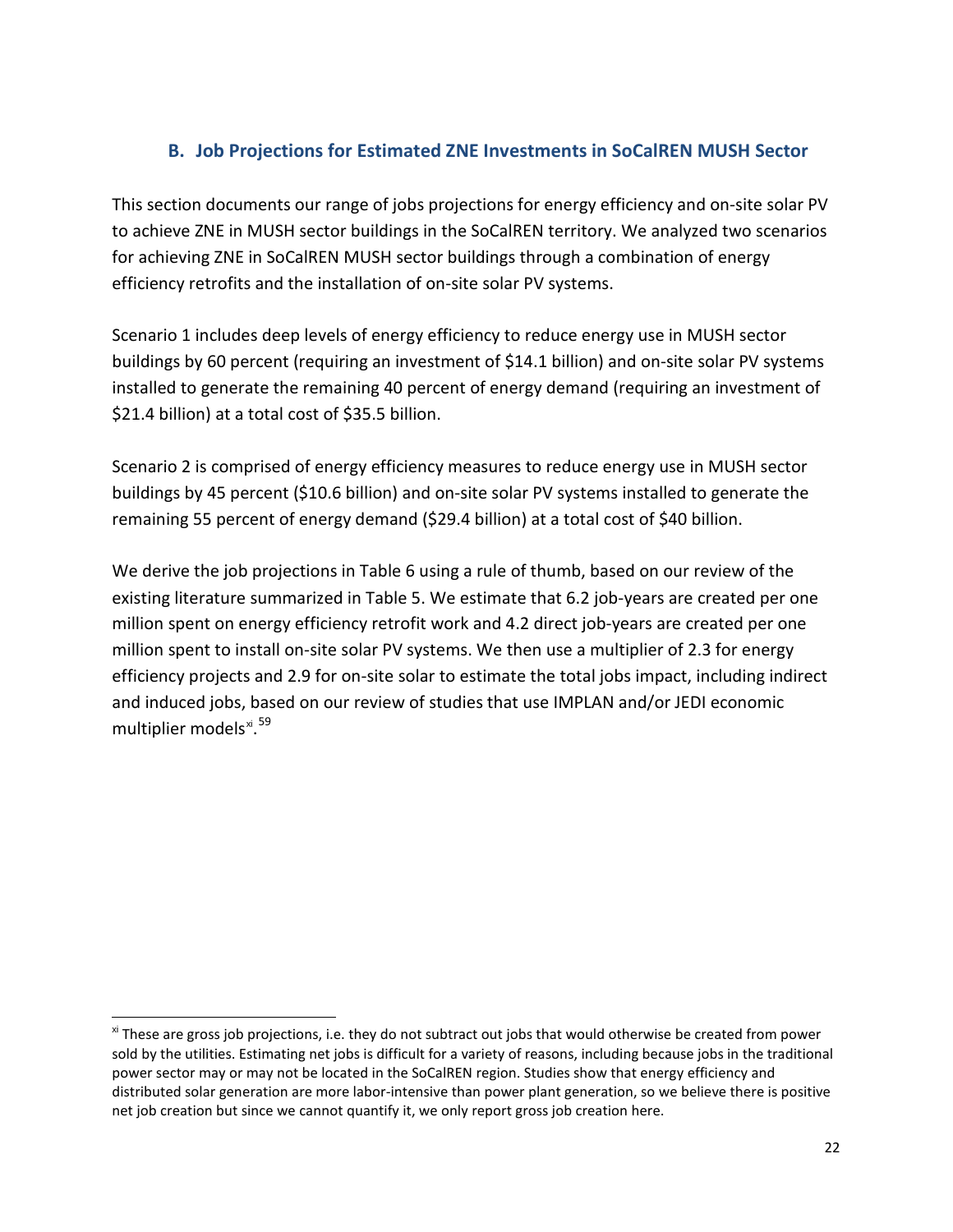## B. Job Projections for Estimated ZNE Investments in SoCalREN MUSH Sector

This section documents our range of jobs projections for energy efficiency and on-site solar PV to achieve ZNE in MUSH sector buildings in the SoCalREN territory. We analyzed two scenarios for achieving ZNE in SoCalREN MUSH sector buildings through a combination of energy efficiency retrofits and the installation of on-site solar PV systems.

Scenario 1 includes deep levels of energy efficiency to reduce energy use in MUSH sector buildings by 60 percent (requiring an investment of $14.1 billion) and on-site solar PV systems installed to generate the remaining 40 percent of energy demand (requiring an investment of $21.4 billion) at a total cost of $35.5 billion.

Scenario 2 is comprised of energy efficiency measures to reduce energy use in MUSH sector buildings by 45 percent ($10.6 billion) and on-site solar PV systems installed to generate the remaining 55 percent of energy demand ($29.4 billion) at a total cost of $40 billion.

We derive the job projections in Table 6 using a rule of thumb, based on our review of the existing literature summarized in Table 5. We estimate that 6.2 job-years are created per one million spent on energy efficiency retrofit work and 4.2 direct job-years are created per one million spent to install on-site solar PV systems. We then use a multiplier of 2.3 for energy efficiency projects and 2.9 for on-site solar to estimate the total jobs impact, including indirect and induced jobs, based on our review of studies that use IMPLAN and/or JEDI economic multiplier models[xi].[59]

[xi] These are gross job projections, i.e. they do not subtract out jobs that would otherwise be created from power sold by the utilities. Estimating net jobs is difficult for a variety of reasons, including because jobs in the traditional power sector may or may not be located in the SoCalREN region. Studies show that energy efficiency and distributed solar generation are more labor-intensive than power plant generation, so we believe there is positive net job creation but since we cannot quantify it, we only report gross job creation here.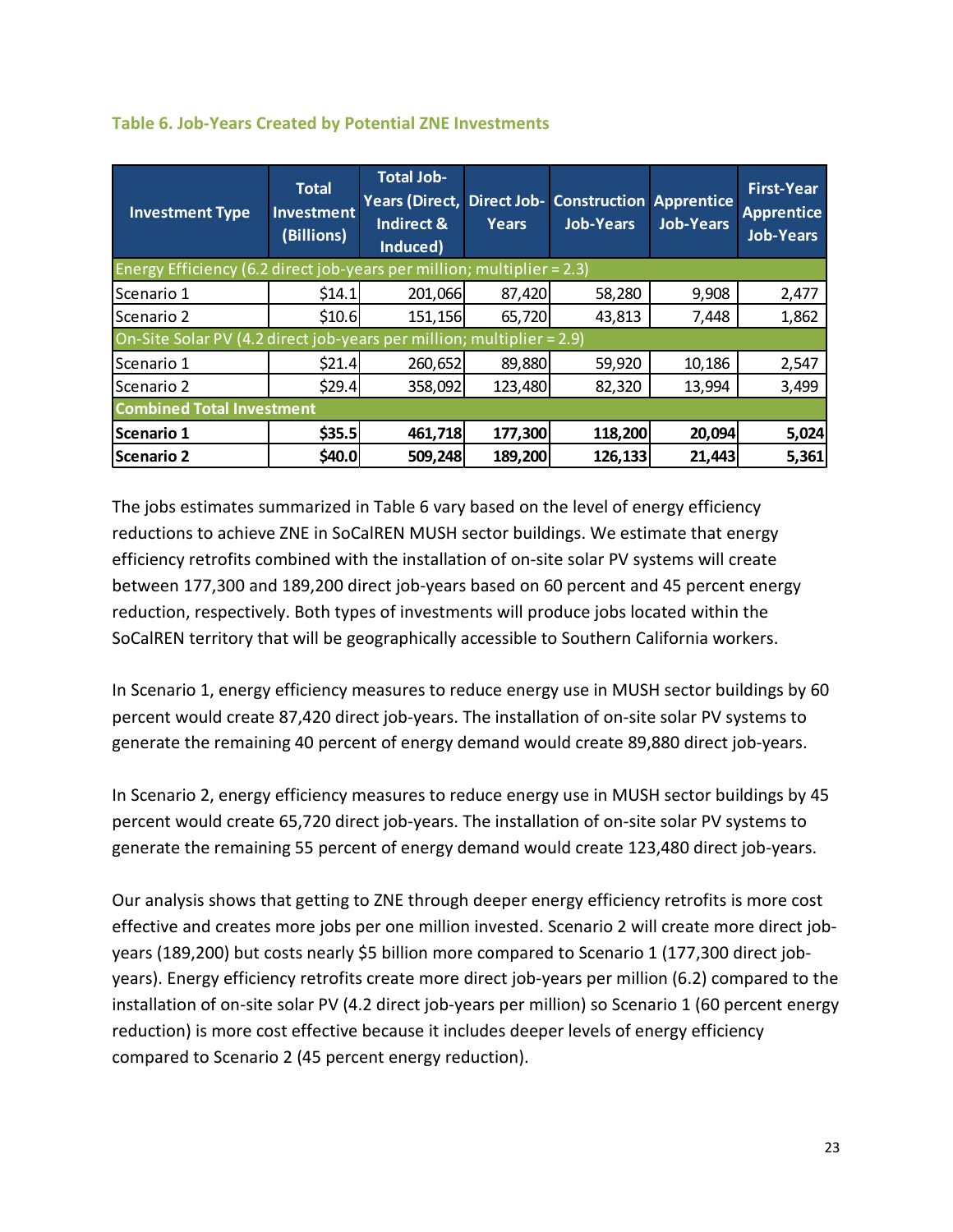**Table 6. Job-Years Created by Potential ZNE Investments**

| Investment Type | Total Investment (Billions) | Total Job-Years (Direct, Indirect & Induced) | Direct Job-Years | Construction Job-Years | Apprentice Job-Years | First-Year Apprentice Job-Years |
|---|---|---|---|---|---|---|
| Energy Efficiency (6.2 direct job-years per million; multiplier = 2.3) | | | | | | |
| Scenario 1 | $14.1 | 201,066 | 87,420 | 58,280 | 9,908 | 2,477 |
| Scenario 2 | $10.6 | 151,156 | 65,720 | 43,813 | 7,448 | 1,862 |
| On-Site Solar PV (4.2 direct job-years per million; multiplier = 2.9) | | | | | | |
| Scenario 1 | $21.4 | 260,652 | 89,880 | 59,920 | 10,186 | 2,547 |
| Scenario 2 | $29.4 | 358,092 | 123,480 | 82,320 | 13,994 | 3,499 |
| **Combined Total Investment** | | | | | | |
| **Scenario 1** | **$35.5** | **461,718** | **177,300** | **118,200** | **20,094** | **5,024** |
| **Scenario 2** | **$40.0** | **509,248** | **189,200** | **126,133** | **21,443** | **5,361** |

The jobs estimates summarized in Table 6 vary based on the level of energy efficiency reductions to achieve ZNE in SoCalREN MUSH sector buildings. We estimate that energy efficiency retrofits combined with the installation of on-site solar PV systems will create between 177,300 and 189,200 direct job-years based on 60 percent and 45 percent energy reduction, respectively. Both types of investments will produce jobs located within the SoCalREN territory that will be geographically accessible to Southern California workers.

In Scenario 1, energy efficiency measures to reduce energy use in MUSH sector buildings by 60 percent would create 87,420 direct job-years. The installation of on-site solar PV systems to generate the remaining 40 percent of energy demand would create 89,880 direct job-years.

In Scenario 2, energy efficiency measures to reduce energy use in MUSH sector buildings by 45 percent would create 65,720 direct job-years. The installation of on-site solar PV systems to generate the remaining 55 percent of energy demand would create 123,480 direct job-years.

Our analysis shows that getting to ZNE through deeper energy efficiency retrofits is more cost effective and creates more jobs per one million invested. Scenario 2 will create more direct job-years (189,200) but costs nearly $5 billion more compared to Scenario 1 (177,300 direct job-years). Energy efficiency retrofits create more direct job-years per million (6.2) compared to the installation of on-site solar PV (4.2 direct job-years per million) so Scenario 1 (60 percent energy reduction) is more cost effective because it includes deeper levels of energy efficiency compared to Scenario 2 (45 percent energy reduction).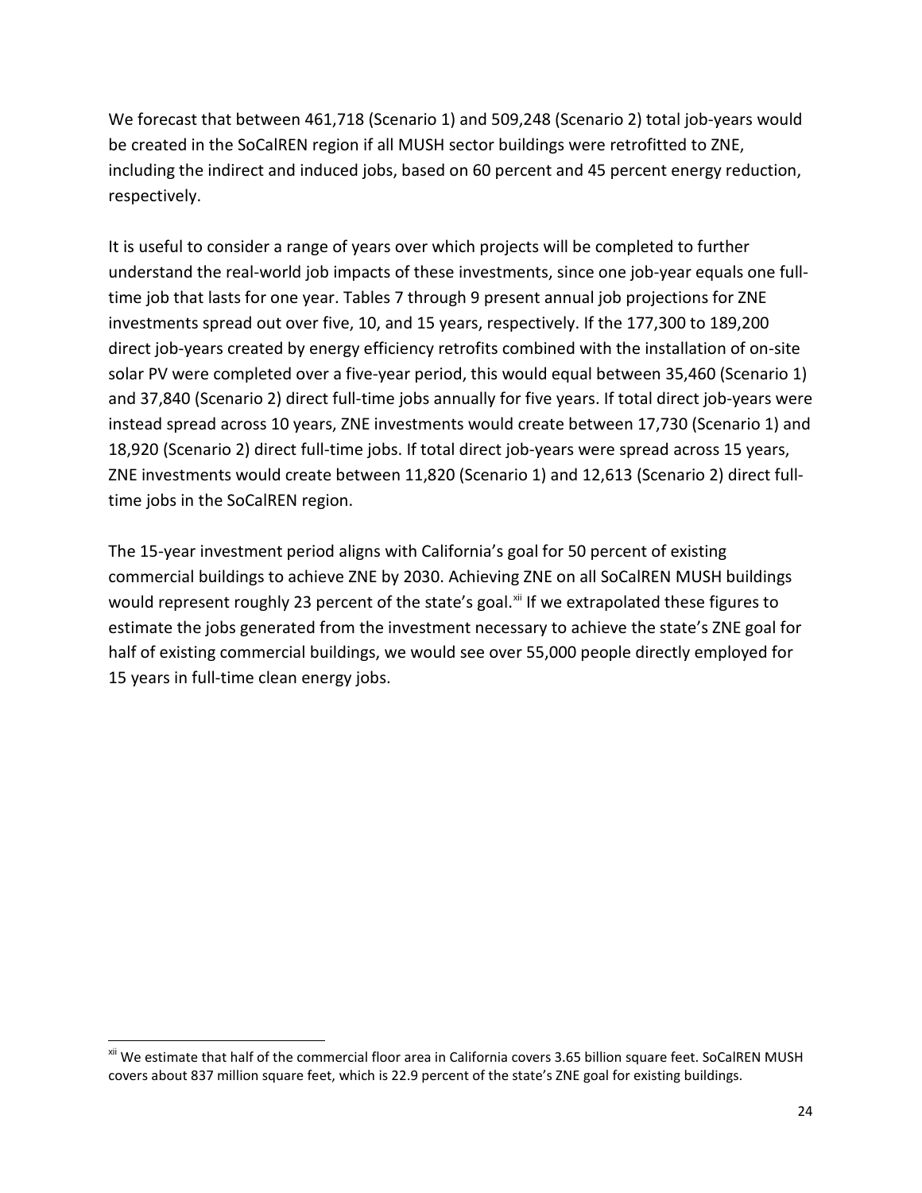We forecast that between 461,718 (Scenario 1) and 509,248 (Scenario 2) total job-years would be created in the SoCalREN region if all MUSH sector buildings were retrofitted to ZNE, including the indirect and induced jobs, based on 60 percent and 45 percent energy reduction, respectively.

It is useful to consider a range of years over which projects will be completed to further understand the real-world job impacts of these investments, since one job-year equals one full-time job that lasts for one year. Tables 7 through 9 present annual job projections for ZNE investments spread out over five, 10, and 15 years, respectively. If the 177,300 to 189,200 direct job-years created by energy efficiency retrofits combined with the installation of on-site solar PV were completed over a five-year period, this would equal between 35,460 (Scenario 1) and 37,840 (Scenario 2) direct full-time jobs annually for five years. If total direct job-years were instead spread across 10 years, ZNE investments would create between 17,730 (Scenario 1) and 18,920 (Scenario 2) direct full-time jobs. If total direct job-years were spread across 15 years, ZNE investments would create between 11,820 (Scenario 1) and 12,613 (Scenario 2) direct full-time jobs in the SoCalREN region.

The 15-year investment period aligns with California's goal for 50 percent of existing commercial buildings to achieve ZNE by 2030. Achieving ZNE on all SoCalREN MUSH buildings would represent roughly 23 percent of the state's goal.[xii] If we extrapolated these figures to estimate the jobs generated from the investment necessary to achieve the state's ZNE goal for half of existing commercial buildings, we would see over 55,000 people directly employed for 15 years in full-time clean energy jobs.

---

[xii] We estimate that half of the commercial floor area in California covers 3.65 billion square feet. SoCalREN MUSH covers about 837 million square feet, which is 22.9 percent of the state's ZNE goal for existing buildings.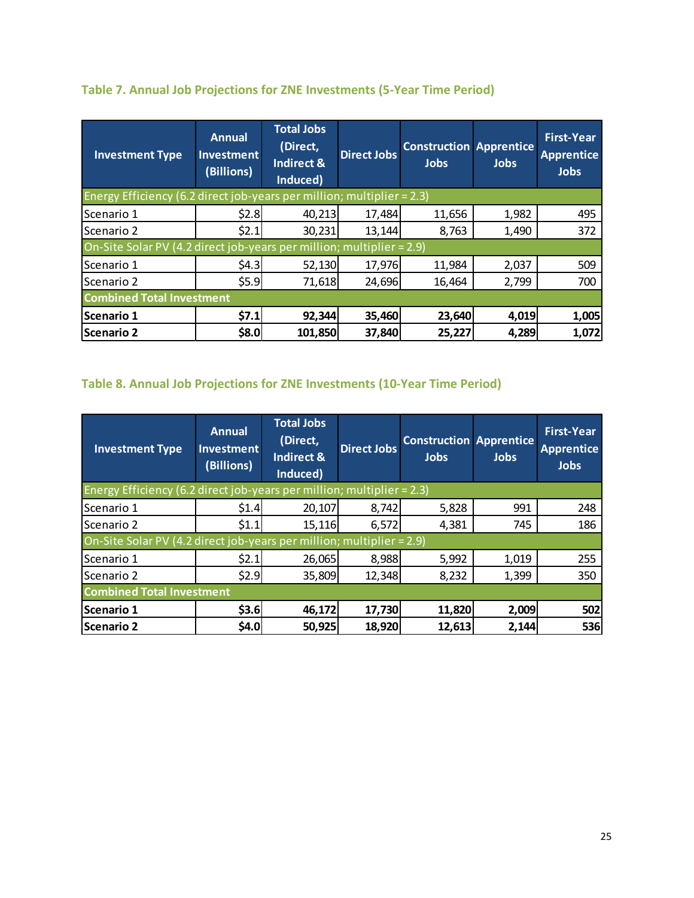### Table 7. Annual Job Projections for ZNE Investments (5-Year Time Period)

| Investment Type | Annual Investment (Billions) | Total Jobs (Direct, Indirect & Induced) | Direct Jobs | Construction Jobs | Apprentice Jobs | First-Year Apprentice Jobs |
|---|---|---|---|---|---|---|
| Energy Efficiency (6.2 direct job-years per million; multiplier = 2.3) | | | | | | |
| Scenario 1 | $2.8 | 40,213 | 17,484 | 11,656 | 1,982 | 495 |
| Scenario 2 | $2.1 | 30,231 | 13,144 | 8,763 | 1,490 | 372 |
| On-Site Solar PV (4.2 direct job-years per million; multiplier = 2.9) | | | | | | |
| Scenario 1 | $4.3 | 52,130 | 17,976 | 11,984 | 2,037 | 509 |
| Scenario 2 | $5.9 | 71,618 | 24,696 | 16,464 | 2,799 | 700 |
| **Combined Total Investment** | | | | | | |
| **Scenario 1** | **$7.1** | **92,344** | **35,460** | **23,640** | **4,019** | **1,005** |
| **Scenario 2** | **$8.0** | **101,850** | **37,840** | **25,227** | **4,289** | **1,072** |

### Table 8. Annual Job Projections for ZNE Investments (10-Year Time Period)

| Investment Type | Annual Investment (Billions) | Total Jobs (Direct, Indirect & Induced) | Direct Jobs | Construction Jobs | Apprentice Jobs | First-Year Apprentice Jobs |
|---|---|---|---|---|---|---|
| Energy Efficiency (6.2 direct job-years per million; multiplier = 2.3) | | | | | | |
| Scenario 1 | $1.4 | 20,107 | 8,742 | 5,828 | 991 | 248 |
| Scenario 2 | $1.1 | 15,116 | 6,572 | 4,381 | 745 | 186 |
| On-Site Solar PV (4.2 direct job-years per million; multiplier = 2.9) | | | | | | |
| Scenario 1 | $2.1 | 26,065 | 8,988 | 5,992 | 1,019 | 255 |
| Scenario 2 | $2.9 | 35,809 | 12,348 | 8,232 | 1,399 | 350 |
| **Combined Total Investment** | | | | | | |
| **Scenario 1** | **$3.6** | **46,172** | **17,730** | **11,820** | **2,009** | **502** |
| **Scenario 2** | **$4.0** | **50,925** | **18,920** | **12,613** | **2,144** | **536** |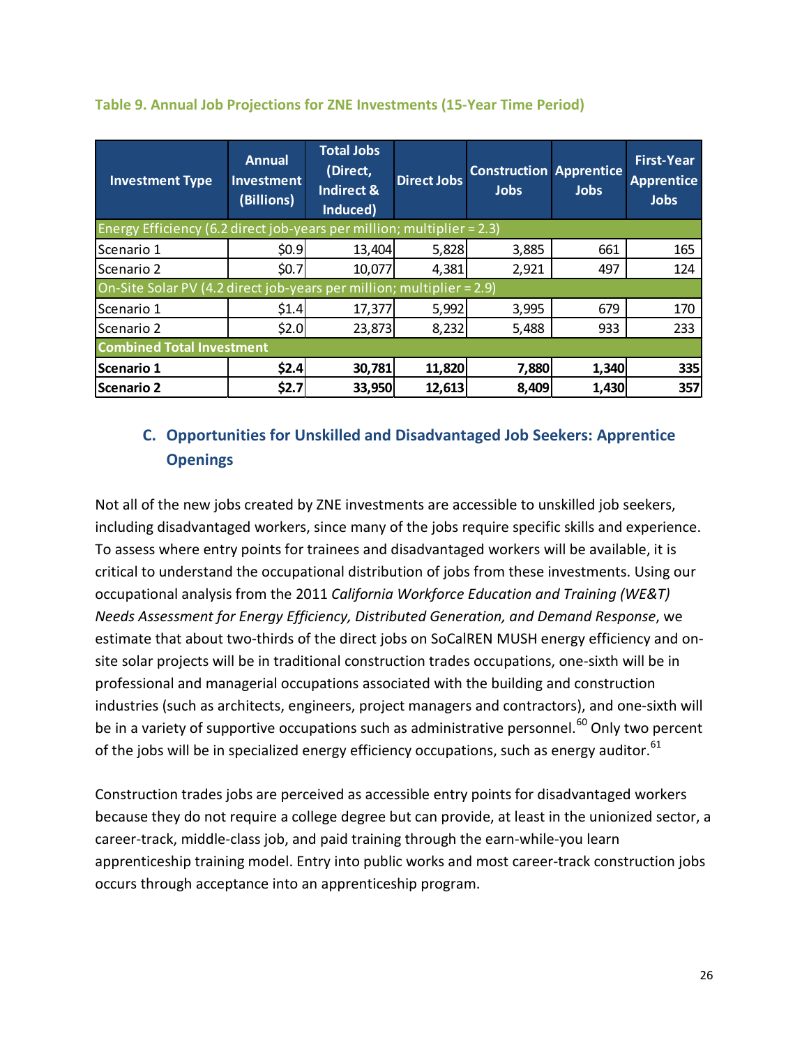**Table 9. Annual Job Projections for ZNE Investments (15-Year Time Period)**

| Investment Type | Annual Investment (Billions) | Total Jobs (Direct, Indirect & Induced) | Direct Jobs | Construction Jobs | Apprentice Jobs | First-Year Apprentice Jobs |
|---|---|---|---|---|---|---|
| Energy Efficiency (6.2 direct job-years per million; multiplier = 2.3) | | | | | | |
| Scenario 1 | $0.9 | 13,404 | 5,828 | 3,885 | 661 | 165 |
| Scenario 2 | $0.7 | 10,077 | 4,381 | 2,921 | 497 | 124 |
| On-Site Solar PV (4.2 direct job-years per million; multiplier = 2.9) | | | | | | |
| Scenario 1 | $1.4 | 17,377 | 5,992 | 3,995 | 679 | 170 |
| Scenario 2 | $2.0 | 23,873 | 8,232 | 5,488 | 933 | 233 |
| **Combined Total Investment** | | | | | | |
| **Scenario 1** | **$2.4** | **30,781** | **11,820** | **7,880** | **1,340** | **335** |
| **Scenario 2** | **$2.7** | **33,950** | **12,613** | **8,409** | **1,430** | **357** |

### C. Opportunities for Unskilled and Disadvantaged Job Seekers: Apprentice Openings

Not all of the new jobs created by ZNE investments are accessible to unskilled job seekers, including disadvantaged workers, since many of the jobs require specific skills and experience. To assess where entry points for trainees and disadvantaged workers will be available, it is critical to understand the occupational distribution of jobs from these investments. Using our occupational analysis from the 2011 *California Workforce Education and Training (WE&T) Needs Assessment for Energy Efficiency, Distributed Generation, and Demand Response*, we estimate that about two-thirds of the direct jobs on SoCalREN MUSH energy efficiency and on-site solar projects will be in traditional construction trades occupations, one-sixth will be in professional and managerial occupations associated with the building and construction industries (such as architects, engineers, project managers and contractors), and one-sixth will be in a variety of supportive occupations such as administrative personnel.[60] Only two percent of the jobs will be in specialized energy efficiency occupations, such as energy auditor.[61]

Construction trades jobs are perceived as accessible entry points for disadvantaged workers because they do not require a college degree but can provide, at least in the unionized sector, a career-track, middle-class job, and paid training through the earn-while-you learn apprenticeship training model. Entry into public works and most career-track construction jobs occurs through acceptance into an apprenticeship program.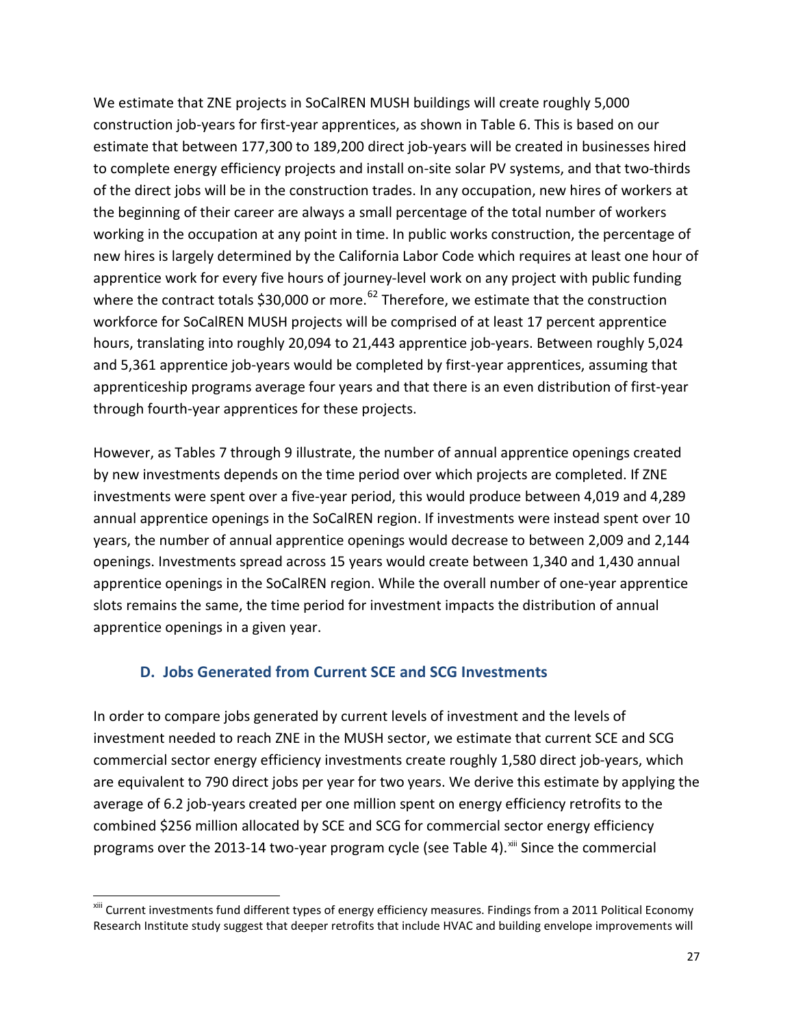We estimate that ZNE projects in SoCalREN MUSH buildings will create roughly 5,000 construction job-years for first-year apprentices, as shown in Table 6. This is based on our estimate that between 177,300 to 189,200 direct job-years will be created in businesses hired to complete energy efficiency projects and install on-site solar PV systems, and that two-thirds of the direct jobs will be in the construction trades. In any occupation, new hires of workers at the beginning of their career are always a small percentage of the total number of workers working in the occupation at any point in time. In public works construction, the percentage of new hires is largely determined by the California Labor Code which requires at least one hour of apprentice work for every five hours of journey-level work on any project with public funding where the contract totals $30,000 or more.[62] Therefore, we estimate that the construction workforce for SoCalREN MUSH projects will be comprised of at least 17 percent apprentice hours, translating into roughly 20,094 to 21,443 apprentice job-years. Between roughly 5,024 and 5,361 apprentice job-years would be completed by first-year apprentices, assuming that apprenticeship programs average four years and that there is an even distribution of first-year through fourth-year apprentices for these projects.

However, as Tables 7 through 9 illustrate, the number of annual apprentice openings created by new investments depends on the time period over which projects are completed. If ZNE investments were spent over a five-year period, this would produce between 4,019 and 4,289 annual apprentice openings in the SoCalREN region. If investments were instead spent over 10 years, the number of annual apprentice openings would decrease to between 2,009 and 2,144 openings. Investments spread across 15 years would create between 1,340 and 1,430 annual apprentice openings in the SoCalREN region. While the overall number of one-year apprentice slots remains the same, the time period for investment impacts the distribution of annual apprentice openings in a given year.

### D. Jobs Generated from Current SCE and SCG Investments

In order to compare jobs generated by current levels of investment and the levels of investment needed to reach ZNE in the MUSH sector, we estimate that current SCE and SCG commercial sector energy efficiency investments create roughly 1,580 direct job-years, which are equivalent to 790 direct jobs per year for two years. We derive this estimate by applying the average of 6.2 job-years created per one million spent on energy efficiency retrofits to the combined $256 million allocated by SCE and SCG for commercial sector energy efficiency programs over the 2013-14 two-year program cycle (see Table 4).[xiii] Since the commercial

[xiii] Current investments fund different types of energy efficiency measures. Findings from a 2011 Political Economy Research Institute study suggest that deeper retrofits that include HVAC and building envelope improvements will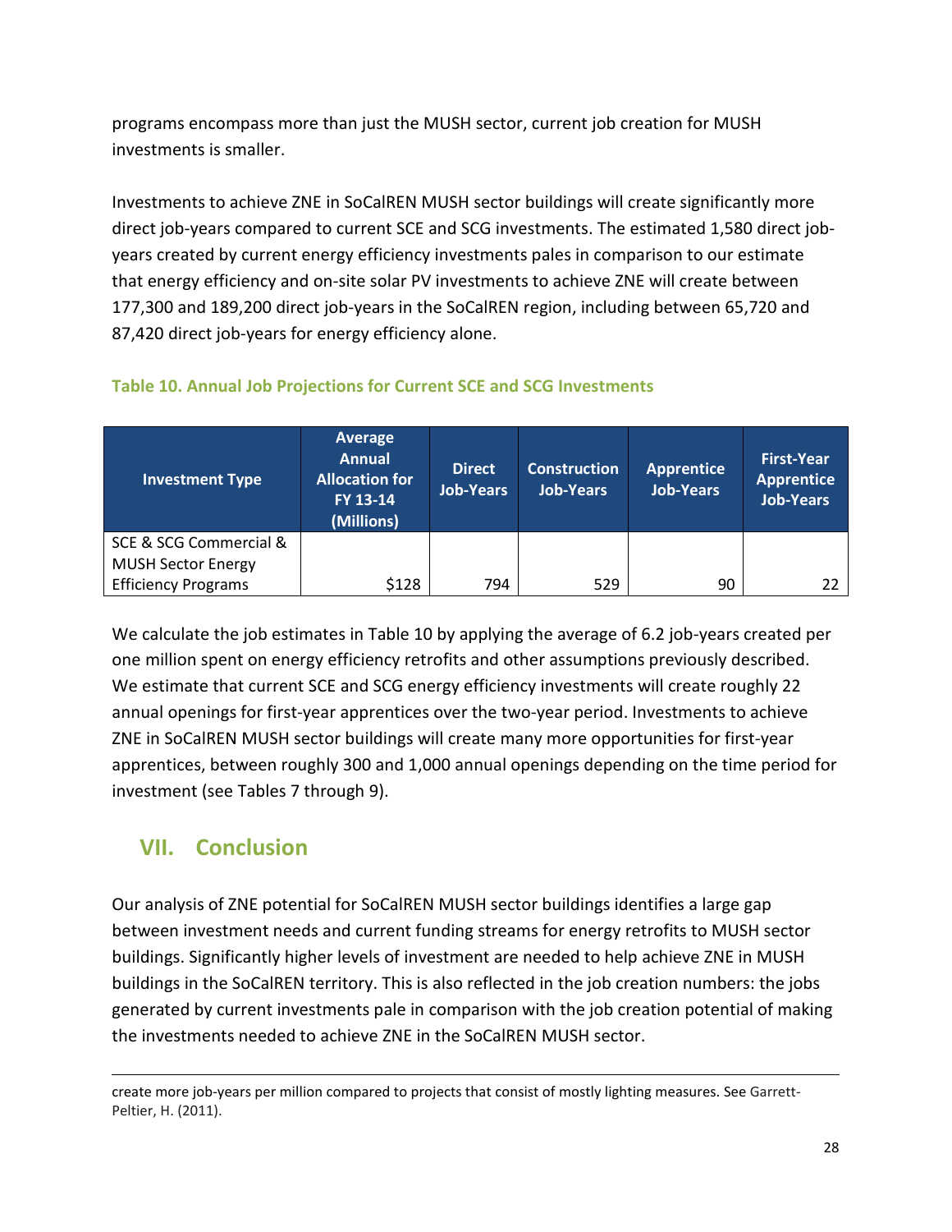programs encompass more than just the MUSH sector, current job creation for MUSH investments is smaller.

Investments to achieve ZNE in SoCalREN MUSH sector buildings will create significantly more direct job-years compared to current SCE and SCG investments. The estimated 1,580 direct job-years created by current energy efficiency investments pales in comparison to our estimate that energy efficiency and on-site solar PV investments to achieve ZNE will create between 177,300 and 189,200 direct job-years in the SoCalREN region, including between 65,720 and 87,420 direct job-years for energy efficiency alone.

**Table 10. Annual Job Projections for Current SCE and SCG Investments**

| Investment Type | Average Annual Allocation for FY 13-14 (Millions) | Direct Job-Years | Construction Job-Years | Apprentice Job-Years | First-Year Apprentice Job-Years |
|---|---|---|---|---|---|
| SCE & SCG Commercial & MUSH Sector Energy Efficiency Programs | $128 | 794 | 529 | 90 | 22 |

We calculate the job estimates in Table 10 by applying the average of 6.2 job-years created per one million spent on energy efficiency retrofits and other assumptions previously described. We estimate that current SCE and SCG energy efficiency investments will create roughly 22 annual openings for first-year apprentices over the two-year period. Investments to achieve ZNE in SoCalREN MUSH sector buildings will create many more opportunities for first-year apprentices, between roughly 300 and 1,000 annual openings depending on the time period for investment (see Tables 7 through 9).

## VII. Conclusion

Our analysis of ZNE potential for SoCalREN MUSH sector buildings identifies a large gap between investment needs and current funding streams for energy retrofits to MUSH sector buildings. Significantly higher levels of investment are needed to help achieve ZNE in MUSH buildings in the SoCalREN territory. This is also reflected in the job creation numbers: the jobs generated by current investments pale in comparison with the job creation potential of making the investments needed to achieve ZNE in the SoCalREN MUSH sector.

---

create more job-years per million compared to projects that consist of mostly lighting measures. See Garrett-Peltier, H. (2011).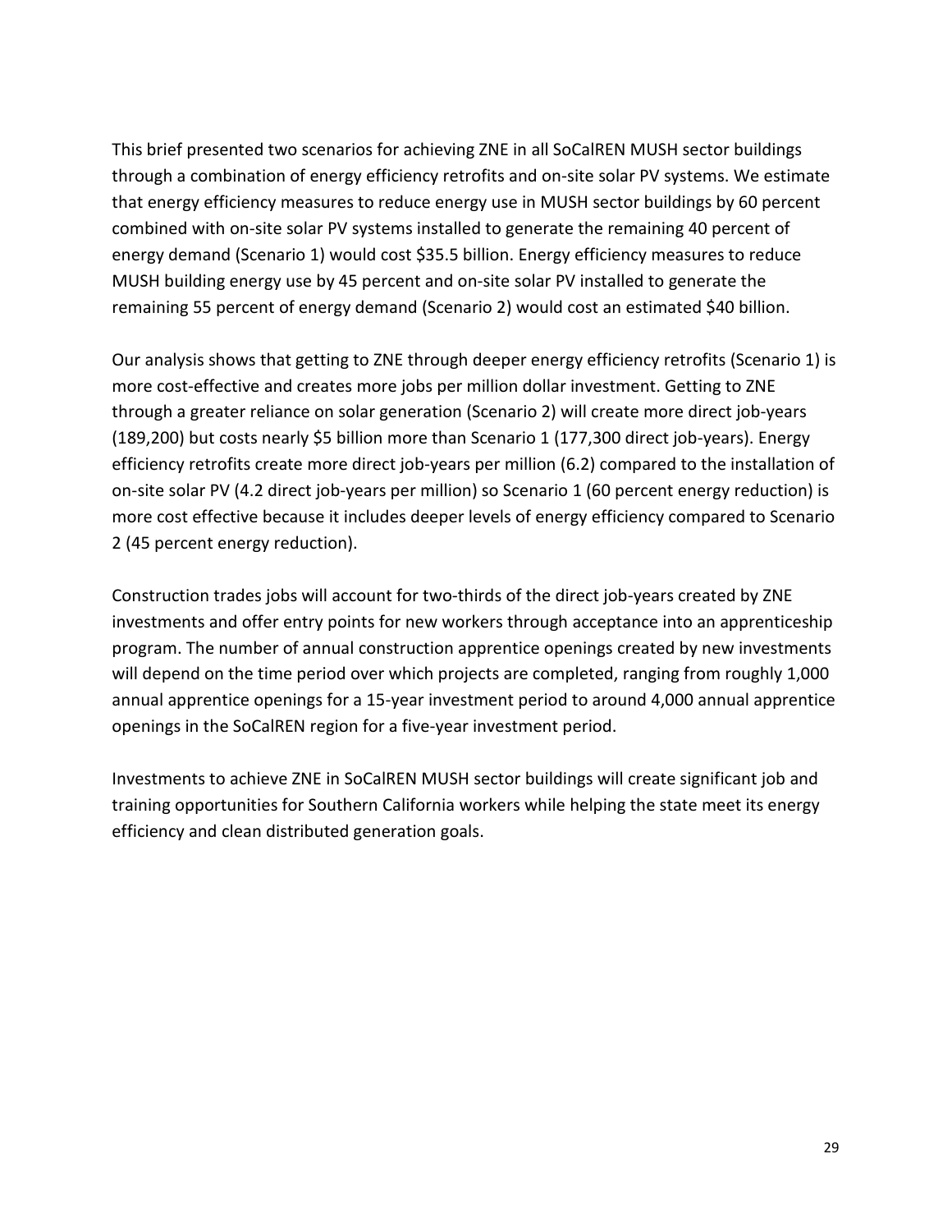This brief presented two scenarios for achieving ZNE in all SoCalREN MUSH sector buildings through a combination of energy efficiency retrofits and on-site solar PV systems. We estimate that energy efficiency measures to reduce energy use in MUSH sector buildings by 60 percent combined with on-site solar PV systems installed to generate the remaining 40 percent of energy demand (Scenario 1) would cost $35.5 billion. Energy efficiency measures to reduce MUSH building energy use by 45 percent and on-site solar PV installed to generate the remaining 55 percent of energy demand (Scenario 2) would cost an estimated $40 billion.

Our analysis shows that getting to ZNE through deeper energy efficiency retrofits (Scenario 1) is more cost-effective and creates more jobs per million dollar investment. Getting to ZNE through a greater reliance on solar generation (Scenario 2) will create more direct job-years (189,200) but costs nearly $5 billion more than Scenario 1 (177,300 direct job-years). Energy efficiency retrofits create more direct job-years per million (6.2) compared to the installation of on-site solar PV (4.2 direct job-years per million) so Scenario 1 (60 percent energy reduction) is more cost effective because it includes deeper levels of energy efficiency compared to Scenario 2 (45 percent energy reduction).

Construction trades jobs will account for two-thirds of the direct job-years created by ZNE investments and offer entry points for new workers through acceptance into an apprenticeship program. The number of annual construction apprentice openings created by new investments will depend on the time period over which projects are completed, ranging from roughly 1,000 annual apprentice openings for a 15-year investment period to around 4,000 annual apprentice openings in the SoCalREN region for a five-year investment period.

Investments to achieve ZNE in SoCalREN MUSH sector buildings will create significant job and training opportunities for Southern California workers while helping the state meet its energy efficiency and clean distributed generation goals.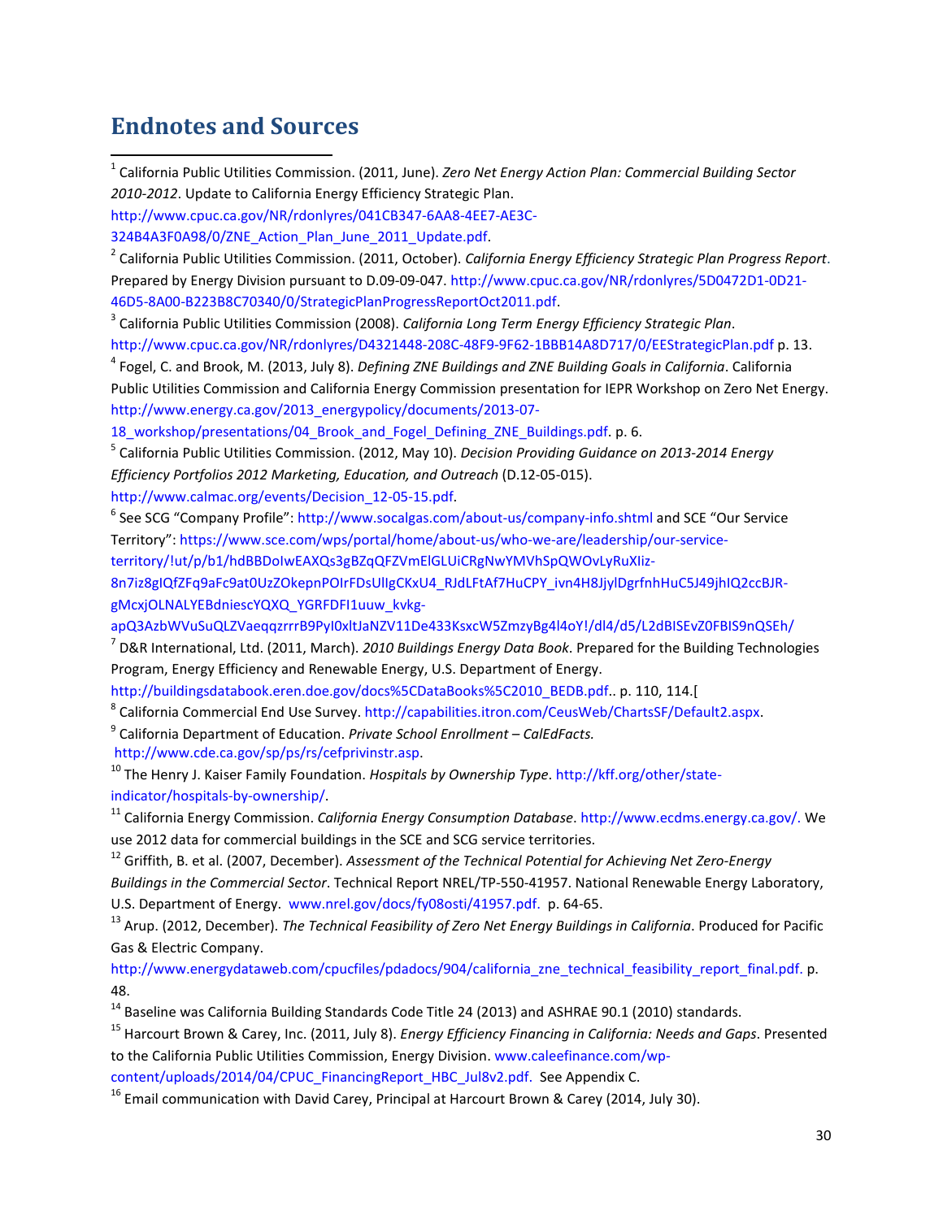# Endnotes and Sources

[1] California Public Utilities Commission. (2011, June). *Zero Net Energy Action Plan: Commercial Building Sector 2010-2012*. Update to California Energy Efficiency Strategic Plan. http://www.cpuc.ca.gov/NR/rdonlyres/041CB347-6AA8-4EE7-AE3C-324B4A3F0A98/0/ZNE_Action_Plan_June_2011_Update.pdf.

[2] California Public Utilities Commission. (2011, October). *California Energy Efficiency Strategic Plan Progress Report*. Prepared by Energy Division pursuant to D.09-09-047. http://www.cpuc.ca.gov/NR/rdonlyres/5D0472D1-0D21-46D5-8A00-B223B8C70340/0/StrategicPlanProgressReportOct2011.pdf.

[3] California Public Utilities Commission (2008). *California Long Term Energy Efficiency Strategic Plan*. http://www.cpuc.ca.gov/NR/rdonlyres/D4321448-208C-48F9-9F62-1BBB14A8D717/0/EEStrategicPlan.pdf p. 13.

[4] Fogel, C. and Brook, M. (2013, July 8). *Defining ZNE Buildings and ZNE Building Goals in California*. California Public Utilities Commission and California Energy Commission presentation for IEPR Workshop on Zero Net Energy. http://www.energy.ca.gov/2013_energypolicy/documents/2013-07-18_workshop/presentations/04_Brook_and_Fogel_Defining_ZNE_Buildings.pdf. p. 6.

[5] California Public Utilities Commission. (2012, May 10). *Decision Providing Guidance on 2013-2014 Energy Efficiency Portfolios 2012 Marketing, Education, and Outreach* (D.12-05-015). http://www.calmac.org/events/Decision_12-05-15.pdf.

[6] See SCG "Company Profile": http://www.socalgas.com/about-us/company-info.shtml and SCE "Our Service Territory": https://www.sce.com/wps/portal/home/about-us/who-we-are/leadership/our-service-territory/!ut/p/b1/hdBBDoIwEAXQs3gBZqQFZVmElGLUiCRgNwYMVhSpQWOvLyRuXIiz-8n7iz8gIQfZFq9aFc9at0UzZOkepnPOIrFDsUllgCKxU4_RJdLFtAf7HuCPY_ivn4H8JjylDgrfnhHuC5J49jhIQ2ccBJR-gMcxjOLNALYEBdniescYQXQ_YGRFDFI1uuw_kvkg-apQ3AzbWVuSuQLZVaeqqzrrrB9PyI0xltJaNZV11De433KsxcW5ZmzyBg4l4oY!/dl4/d5/L2dBISEvZ0FBIS9nQSEh/

[7] D&R International, Ltd. (2011, March). *2010 Buildings Energy Data Book*. Prepared for the Building Technologies Program, Energy Efficiency and Renewable Energy, U.S. Department of Energy. http://buildingsdatabook.eren.doe.gov/docs%5CDataBooks%5C2010_BEDB.pdf.. p. 110, 114.[

[8] California Commercial End Use Survey. http://capabilities.itron.com/CeusWeb/ChartsSF/Default2.aspx.

[9] California Department of Education. *Private School Enrollment – CalEdFacts.* http://www.cde.ca.gov/sp/ps/rs/cefprivinstr.asp.

[10] The Henry J. Kaiser Family Foundation. *Hospitals by Ownership Type*. http://kff.org/other/state-indicator/hospitals-by-ownership/.

[11] California Energy Commission. *California Energy Consumption Database*. http://www.ecdms.energy.ca.gov/. We use 2012 data for commercial buildings in the SCE and SCG service territories.

[12] Griffith, B. et al. (2007, December). *Assessment of the Technical Potential for Achieving Net Zero-Energy Buildings in the Commercial Sector*. Technical Report NREL/TP-550-41957. National Renewable Energy Laboratory, U.S. Department of Energy. www.nrel.gov/docs/fy08osti/41957.pdf. p. 64-65.

[13] Arup. (2012, December). *The Technical Feasibility of Zero Net Energy Buildings in California*. Produced for Pacific Gas & Electric Company. http://www.energydataweb.com/cpucfiles/pdadocs/904/california_zne_technical_feasibility_report_final.pdf. p. 48.

[14] Baseline was California Building Standards Code Title 24 (2013) and ASHRAE 90.1 (2010) standards.

[15] Harcourt Brown & Carey, Inc. (2011, July 8). *Energy Efficiency Financing in California: Needs and Gaps*. Presented to the California Public Utilities Commission, Energy Division. www.caleefinance.com/wp-content/uploads/2014/04/CPUC_FinancingReport_HBC_Jul8v2.pdf. See Appendix C.

[16] Email communication with David Carey, Principal at Harcourt Brown & Carey (2014, July 30).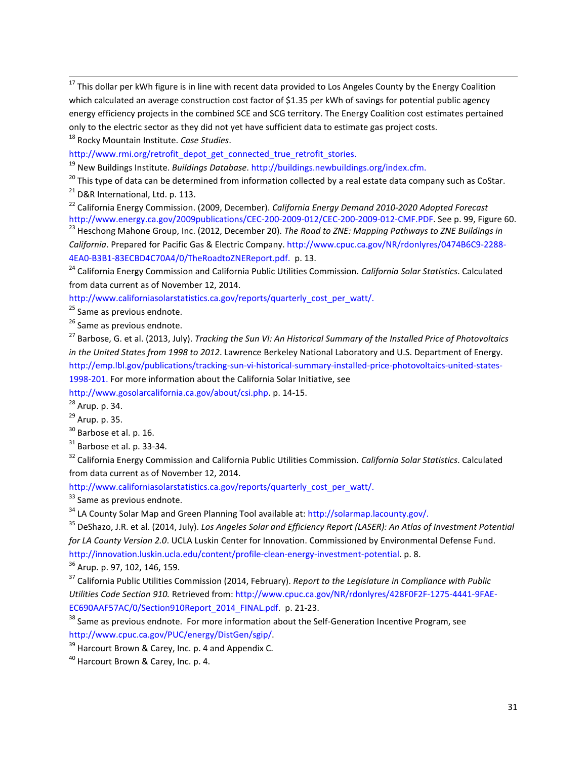[17] This dollar per kWh figure is in line with recent data provided to Los Angeles County by the Energy Coalition which calculated an average construction cost factor of $1.35 per kWh of savings for potential public agency energy efficiency projects in the combined SCE and SCG territory. The Energy Coalition cost estimates pertained only to the electric sector as they did not yet have sufficient data to estimate gas project costs.

[18] Rocky Mountain Institute. *Case Studies*. http://www.rmi.org/retrofit_depot_get_connected_true_retrofit_stories.

[19] New Buildings Institute. *Buildings Database*. http://buildings.newbuildings.org/index.cfm.

[20] This type of data can be determined from information collected by a real estate data company such as CoStar.

[21] D&R International, Ltd. p. 113.

[22] California Energy Commission. (2009, December). *California Energy Demand 2010-2020 Adopted Forecast* http://www.energy.ca.gov/2009publications/CEC-200-2009-012/CEC-200-2009-012-CMF.PDF. See p. 99, Figure 60.

[23] Heschong Mahone Group, Inc. (2012, December 20). *The Road to ZNE: Mapping Pathways to ZNE Buildings in California*. Prepared for Pacific Gas & Electric Company. http://www.cpuc.ca.gov/NR/rdonlyres/0474B6C9-2288-4EA0-B3B1-83ECBD4C70A4/0/TheRoadtoZNEReport.pdf. p. 13.

[24] California Energy Commission and California Public Utilities Commission. *California Solar Statistics*. Calculated from data current as of November 12, 2014. http://www.californiasolarstatistics.ca.gov/reports/quarterly_cost_per_watt/.

[25] Same as previous endnote.

[26] Same as previous endnote.

[27] Barbose, G. et al. (2013, July). *Tracking the Sun VI: An Historical Summary of the Installed Price of Photovoltaics in the United States from 1998 to 2012*. Lawrence Berkeley National Laboratory and U.S. Department of Energy. http://emp.lbl.gov/publications/tracking-sun-vi-historical-summary-installed-price-photovoltaics-united-states-1998-201. For more information about the California Solar Initiative, see http://www.gosolarcalifornia.ca.gov/about/csi.php. p. 14-15.

[28] Arup. p. 34.

[29] Arup. p. 35.

[30] Barbose et al. p. 16.

[31] Barbose et al. p. 33-34.

[32] California Energy Commission and California Public Utilities Commission. *California Solar Statistics*. Calculated from data current as of November 12, 2014. http://www.californiasolarstatistics.ca.gov/reports/quarterly_cost_per_watt/.

[33] Same as previous endnote.

[34] LA County Solar Map and Green Planning Tool available at: http://solarmap.lacounty.gov/.

[35] DeShazo, J.R. et al. (2014, July). *Los Angeles Solar and Efficiency Report (LASER): An Atlas of Investment Potential for LA County Version 2.0*. UCLA Luskin Center for Innovation. Commissioned by Environmental Defense Fund. http://innovation.luskin.ucla.edu/content/profile-clean-energy-investment-potential. p. 8.

[36] Arup. p. 97, 102, 146, 159.

[37] California Public Utilities Commission (2014, February). *Report to the Legislature in Compliance with Public Utilities Code Section 910.* Retrieved from: http://www.cpuc.ca.gov/NR/rdonlyres/428F0F2F-1275-4441-9FAE-EC690AAF57AC/0/Section910Report_2014_FINAL.pdf. p. 21-23.

[38] Same as previous endnote. For more information about the Self-Generation Incentive Program, see http://www.cpuc.ca.gov/PUC/energy/DistGen/sgip/.

[39] Harcourt Brown & Carey, Inc. p. 4 and Appendix C.

[40] Harcourt Brown & Carey, Inc. p. 4.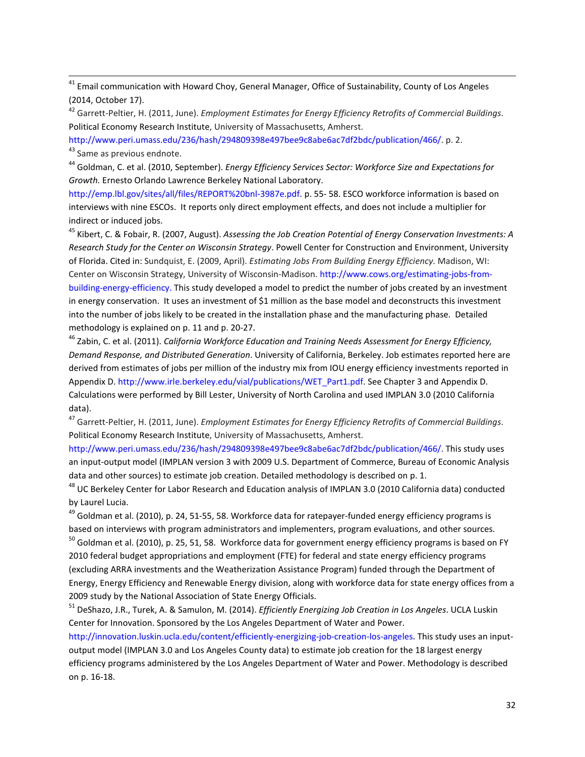[41] Email communication with Howard Choy, General Manager, Office of Sustainability, County of Los Angeles (2014, October 17).

[42] Garrett-Peltier, H. (2011, June). *Employment Estimates for Energy Efficiency Retrofits of Commercial Buildings*. Political Economy Research Institute, University of Massachusetts, Amherst. http://www.peri.umass.edu/236/hash/294809398e497bee9c8abe6ac7df2bdc/publication/466/. p. 2.

[43] Same as previous endnote.

[44] Goldman, C. et al. (2010, September). *Energy Efficiency Services Sector: Workforce Size and Expectations for Growth.* Ernesto Orlando Lawrence Berkeley National Laboratory. http://emp.lbl.gov/sites/all/files/REPORT%20bnl-3987e.pdf. p. 55- 58. ESCO workforce information is based on interviews with nine ESCOs. It reports only direct employment effects, and does not include a multiplier for indirect or induced jobs.

[45] Kibert, C. & Fobair, R. (2007, August). *Assessing the Job Creation Potential of Energy Conservation Investments: A Research Study for the Center on Wisconsin Strategy*. Powell Center for Construction and Environment, University of Florida. Cited in: Sundquist, E. (2009, April). *Estimating Jobs From Building Energy Efficiency.* Madison, WI: Center on Wisconsin Strategy, University of Wisconsin-Madison. http://www.cows.org/estimating-jobs-from-building-energy-efficiency. This study developed a model to predict the number of jobs created by an investment in energy conservation. It uses an investment of $1 million as the base model and deconstructs this investment into the number of jobs likely to be created in the installation phase and the manufacturing phase. Detailed methodology is explained on p. 11 and p. 20-27.

[46] Zabin, C. et al. (2011). *California Workforce Education and Training Needs Assessment for Energy Efficiency, Demand Response, and Distributed Generation*. University of California, Berkeley. Job estimates reported here are derived from estimates of jobs per million of the industry mix from IOU energy efficiency investments reported in Appendix D. http://www.irle.berkeley.edu/vial/publications/WET_Part1.pdf. See Chapter 3 and Appendix D. Calculations were performed by Bill Lester, University of North Carolina and used IMPLAN 3.0 (2010 California data).

[47] Garrett-Peltier, H. (2011, June). *Employment Estimates for Energy Efficiency Retrofits of Commercial Buildings*. Political Economy Research Institute, University of Massachusetts, Amherst. http://www.peri.umass.edu/236/hash/294809398e497bee9c8abe6ac7df2bdc/publication/466/. This study uses an input-output model (IMPLAN version 3 with 2009 U.S. Department of Commerce, Bureau of Economic Analysis data and other sources) to estimate job creation. Detailed methodology is described on p. 1.

[48] UC Berkeley Center for Labor Research and Education analysis of IMPLAN 3.0 (2010 California data) conducted by Laurel Lucia.

[49] Goldman et al. (2010), p. 24, 51-55, 58. Workforce data for ratepayer-funded energy efficiency programs is based on interviews with program administrators and implementers, program evaluations, and other sources.

[50] Goldman et al. (2010), p. 25, 51, 58. Workforce data for government energy efficiency programs is based on FY 2010 federal budget appropriations and employment (FTE) for federal and state energy efficiency programs (excluding ARRA investments and the Weatherization Assistance Program) funded through the Department of Energy, Energy Efficiency and Renewable Energy division, along with workforce data for state energy offices from a 2009 study by the National Association of State Energy Officials.

[51] DeShazo, J.R., Turek, A. & Samulon, M. (2014). *Efficiently Energizing Job Creation in Los Angeles*. UCLA Luskin Center for Innovation. Sponsored by the Los Angeles Department of Water and Power. http://innovation.luskin.ucla.edu/content/efficiently-energizing-job-creation-los-angeles. This study uses an input-output model (IMPLAN 3.0 and Los Angeles County data) to estimate job creation for the 18 largest energy efficiency programs administered by the Los Angeles Department of Water and Power. Methodology is described on p. 16-18.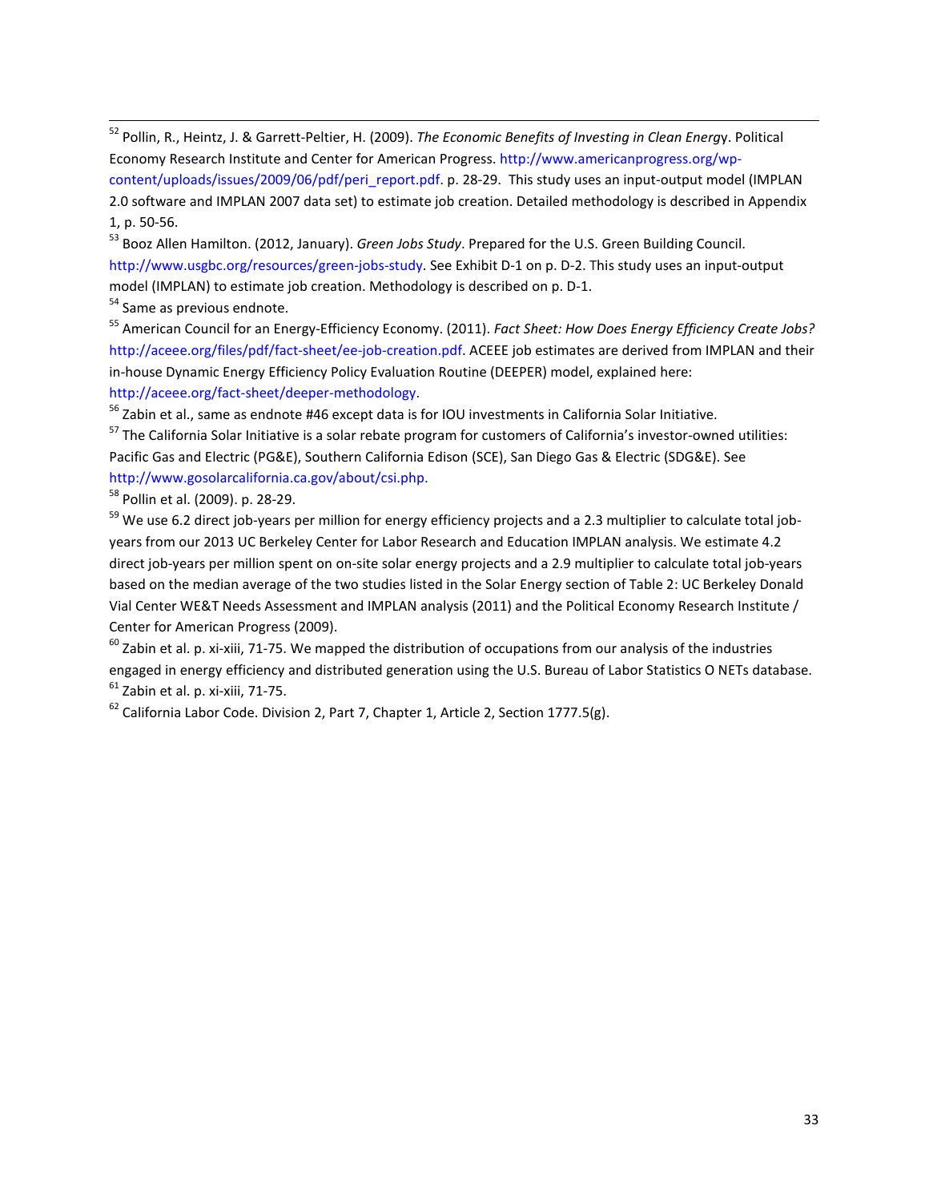[52] Pollin, R., Heintz, J. & Garrett-Peltier, H. (2009). *The Economic Benefits of Investing in Clean Energy*. Political Economy Research Institute and Center for American Progress. http://www.americanprogress.org/wp-content/uploads/issues/2009/06/pdf/peri_report.pdf. p. 28-29. This study uses an input-output model (IMPLAN 2.0 software and IMPLAN 2007 data set) to estimate job creation. Detailed methodology is described in Appendix 1, p. 50-56.

[53] Booz Allen Hamilton. (2012, January). *Green Jobs Study*. Prepared for the U.S. Green Building Council. http://www.usgbc.org/resources/green-jobs-study. See Exhibit D-1 on p. D-2. This study uses an input-output model (IMPLAN) to estimate job creation. Methodology is described on p. D-1.

[54] Same as previous endnote.

[55] American Council for an Energy-Efficiency Economy. (2011). *Fact Sheet: How Does Energy Efficiency Create Jobs?* http://aceee.org/files/pdf/fact-sheet/ee-job-creation.pdf. ACEEE job estimates are derived from IMPLAN and their in-house Dynamic Energy Efficiency Policy Evaluation Routine (DEEPER) model, explained here: http://aceee.org/fact-sheet/deeper-methodology.

[56] Zabin et al., same as endnote #46 except data is for IOU investments in California Solar Initiative.

[57] The California Solar Initiative is a solar rebate program for customers of California's investor-owned utilities: Pacific Gas and Electric (PG&E), Southern California Edison (SCE), San Diego Gas & Electric (SDG&E). See http://www.gosolarcalifornia.ca.gov/about/csi.php.

[58] Pollin et al. (2009). p. 28-29.

[59] We use 6.2 direct job-years per million for energy efficiency projects and a 2.3 multiplier to calculate total job-years from our 2013 UC Berkeley Center for Labor Research and Education IMPLAN analysis. We estimate 4.2 direct job-years per million spent on on-site solar energy projects and a 2.9 multiplier to calculate total job-years based on the median average of the two studies listed in the Solar Energy section of Table 2: UC Berkeley Donald Vial Center WE&T Needs Assessment and IMPLAN analysis (2011) and the Political Economy Research Institute / Center for American Progress (2009).

[60] Zabin et al. p. xi-xiii, 71-75. We mapped the distribution of occupations from our analysis of the industries engaged in energy efficiency and distributed generation using the U.S. Bureau of Labor Statistics O NETs database.

[61] Zabin et al. p. xi-xiii, 71-75.

[62] California Labor Code. Division 2, Part 7, Chapter 1, Article 2, Section 1777.5(g).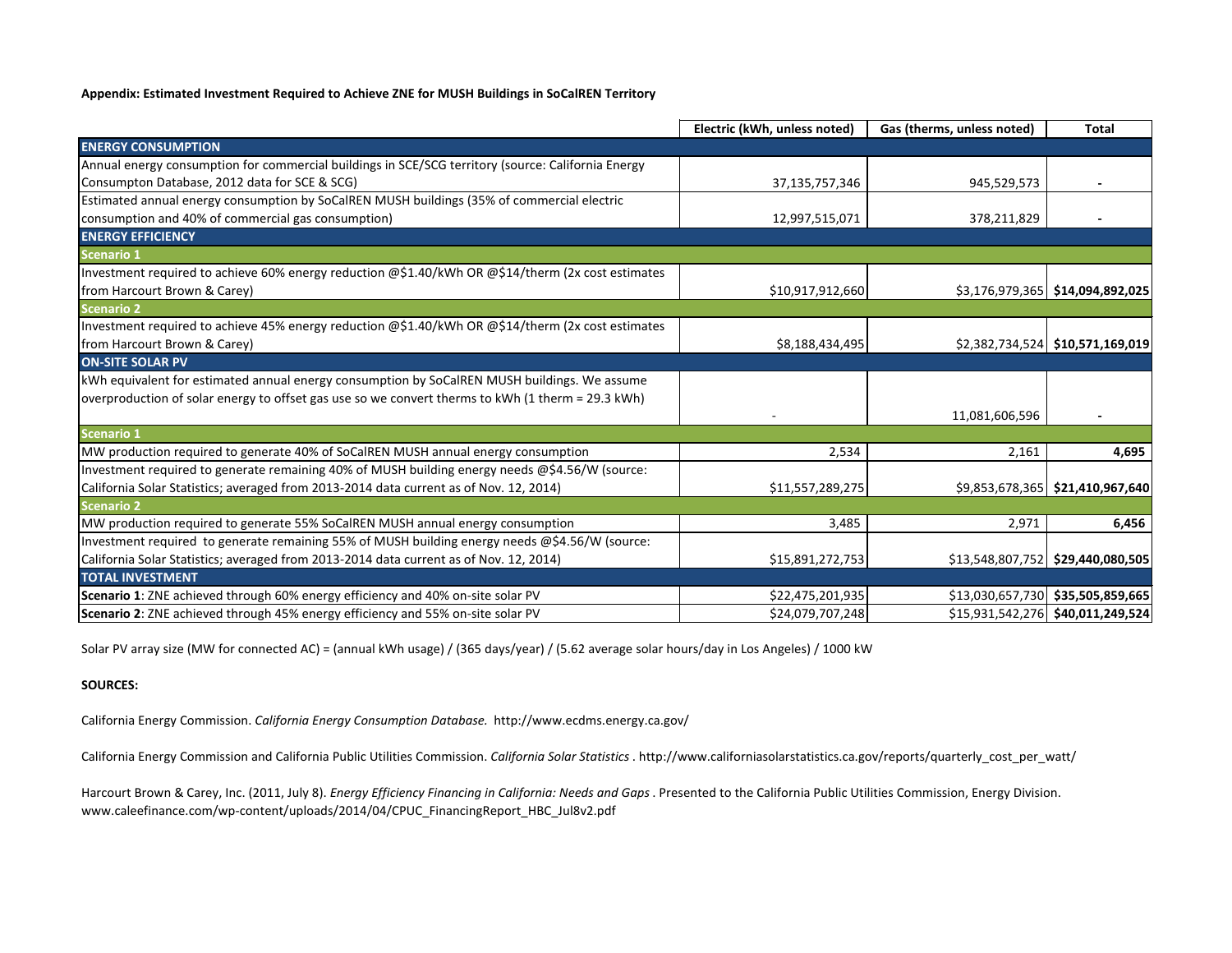**Appendix: Estimated Investment Required to Achieve ZNE for MUSH Buildings in SoCalREN Territory**

| | Electric (kWh, unless noted) | Gas (therms, unless noted) | Total |
|---|---|---|---|
| **ENERGY CONSUMPTION** | | | |
| Annual energy consumption for commercial buildings in SCE/SCG territory (source: California Energy Consumpton Database, 2012 data for SCE & SCG) | 37,135,757,346 | 945,529,573 | - |
| Estimated annual energy consumption by SoCalREN MUSH buildings (35% of commercial electric consumption and 40% of commercial gas consumption) | 12,997,515,071 | 378,211,829 | - |
| **ENERGY EFFICIENCY** | | | |
| **Scenario 1** | | | |
| Investment required to achieve 60% energy reduction @$1.40/kWh OR @$14/therm (2x cost estimates from Harcourt Brown & Carey) | $10,917,912,660 | $3,176,979,365 | **$14,094,892,025** |
| **Scenario 2** | | | |
| Investment required to achieve 45% energy reduction @$1.40/kWh OR @$14/therm (2x cost estimates from Harcourt Brown & Carey) | $8,188,434,495 | $2,382,734,524 | **$10,571,169,019** |
| **ON-SITE SOLAR PV** | | | |
| kWh equivalent for estimated annual energy consumption by SoCalREN MUSH buildings. We assume overproduction of solar energy to offset gas use so we convert therms to kWh (1 therm = 29.3 kWh) | - | 11,081,606,596 | - |
| **Scenario 1** | | | |
| MW production required to generate 40% of SoCalREN MUSH annual energy consumption | 2,534 | 2,161 | **4,695** |
| Investment required to generate remaining 40% of MUSH building energy needs @$4.56/W (source: California Solar Statistics; averaged from 2013-2014 data current as of Nov. 12, 2014) | $11,557,289,275 | $9,853,678,365 | **$21,410,967,640** |
| **Scenario 2** | | | |
| MW production required to generate 55% SoCalREN MUSH annual energy consumption | 3,485 | 2,971 | **6,456** |
| Investment required to generate remaining 55% of MUSH building energy needs @$4.56/W (source: California Solar Statistics; averaged from 2013-2014 data current as of Nov. 12, 2014) | $15,891,272,753 | $13,548,807,752 | **$29,440,080,505** |
| **TOTAL INVESTMENT** | | | |
| **Scenario 1**: ZNE achieved through 60% energy efficiency and 40% on-site solar PV | $22,475,201,935 | $13,030,657,730 | **$35,505,859,665** |
| **Scenario 2**: ZNE achieved through 45% energy efficiency and 55% on-site solar PV | $24,079,707,248 | $15,931,542,276 | **$40,011,249,524** |

Solar PV array size (MW for connected AC) = (annual kWh usage) / (365 days/year) / (5.62 average solar hours/day in Los Angeles) / 1000 kW

**SOURCES:**

California Energy Commission. *California Energy Consumption Database.* http://www.ecdms.energy.ca.gov/

California Energy Commission and California Public Utilities Commission. *California Solar Statistics* . http://www.californiasolarstatistics.ca.gov/reports/quarterly_cost_per_watt/

Harcourt Brown & Carey, Inc. (2011, July 8). *Energy Efficiency Financing in California: Needs and Gaps* . Presented to the California Public Utilities Commission, Energy Division. www.caleefinance.com/wp-content/uploads/2014/04/CPUC_FinancingReport_HBC_Jul8v2.pdf